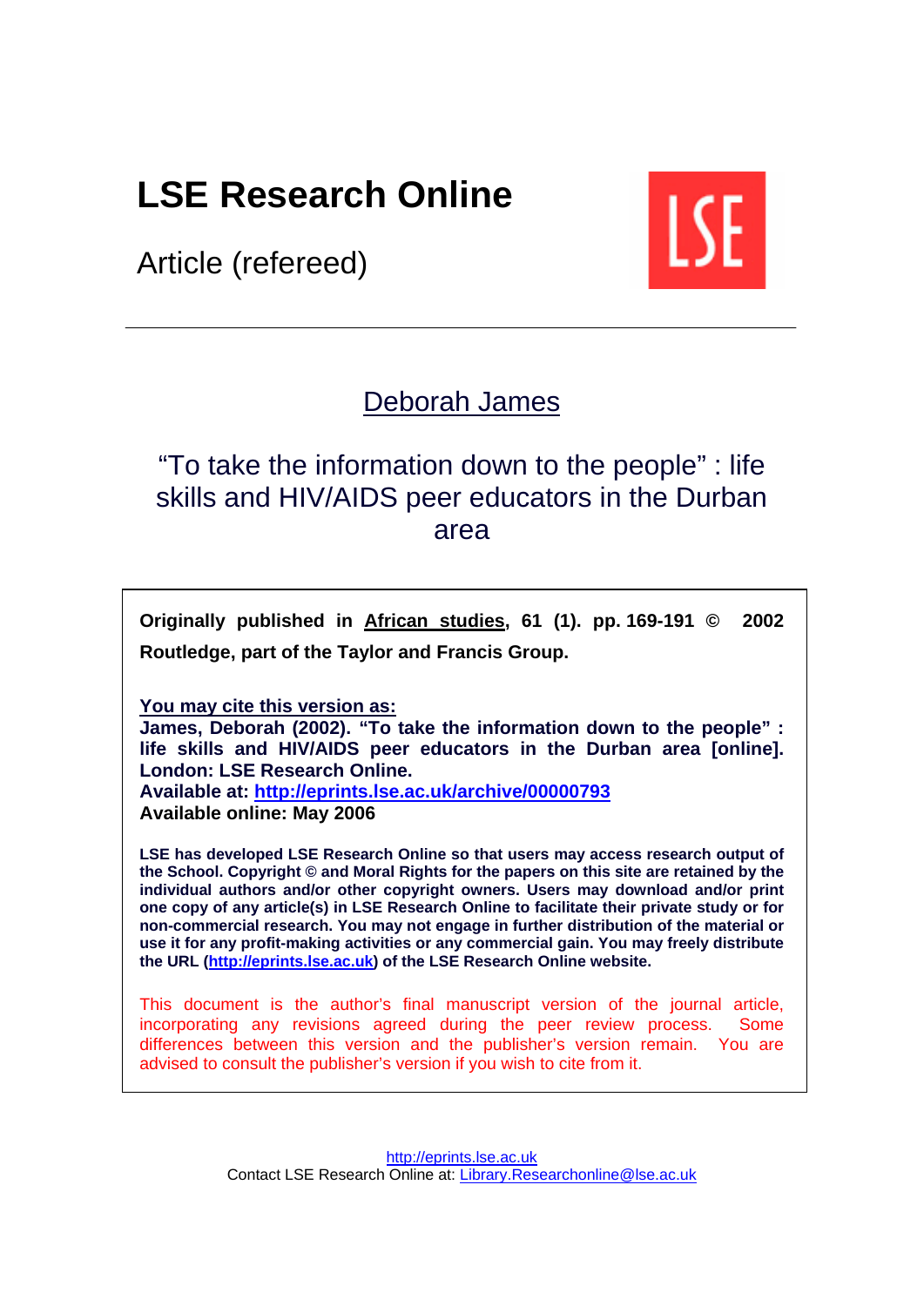# LSE Research Online

Article (refereed)

---

Deborah James

## "To take the information down to the people" : life skills and HIV/AIDS peer educators in the Durban area

**Originally published in African studies, 61 (1). pp. 169-191 © 2002 Routledge, part of the Taylor and Francis Group.**

**You may cite this version as:**
**James, Deborah (2002). "To take the information down to the people" : life skills and HIV/AIDS peer educators in the Durban area [online]. London: LSE Research Online.**
**Available at: http://eprints.lse.ac.uk/archive/00000793**
**Available online: May 2006**

**LSE has developed LSE Research Online so that users may access research output of the School. Copyright © and Moral Rights for the papers on this site are retained by the individual authors and/or other copyright owners. Users may download and/or print one copy of any article(s) in LSE Research Online to facilitate their private study or for non-commercial research. You may not engage in further distribution of the material or use it for any profit-making activities or any commercial gain. You may freely distribute the URL (http://eprints.lse.ac.uk) of the LSE Research Online website.**

This document is the author's final manuscript version of the journal article, incorporating any revisions agreed during the peer review process. Some differences between this version and the publisher's version remain. You are advised to consult the publisher's version if you wish to cite from it.

http://eprints.lse.ac.uk
Contact LSE Research Online at: Library.Researchonline@lse.ac.uk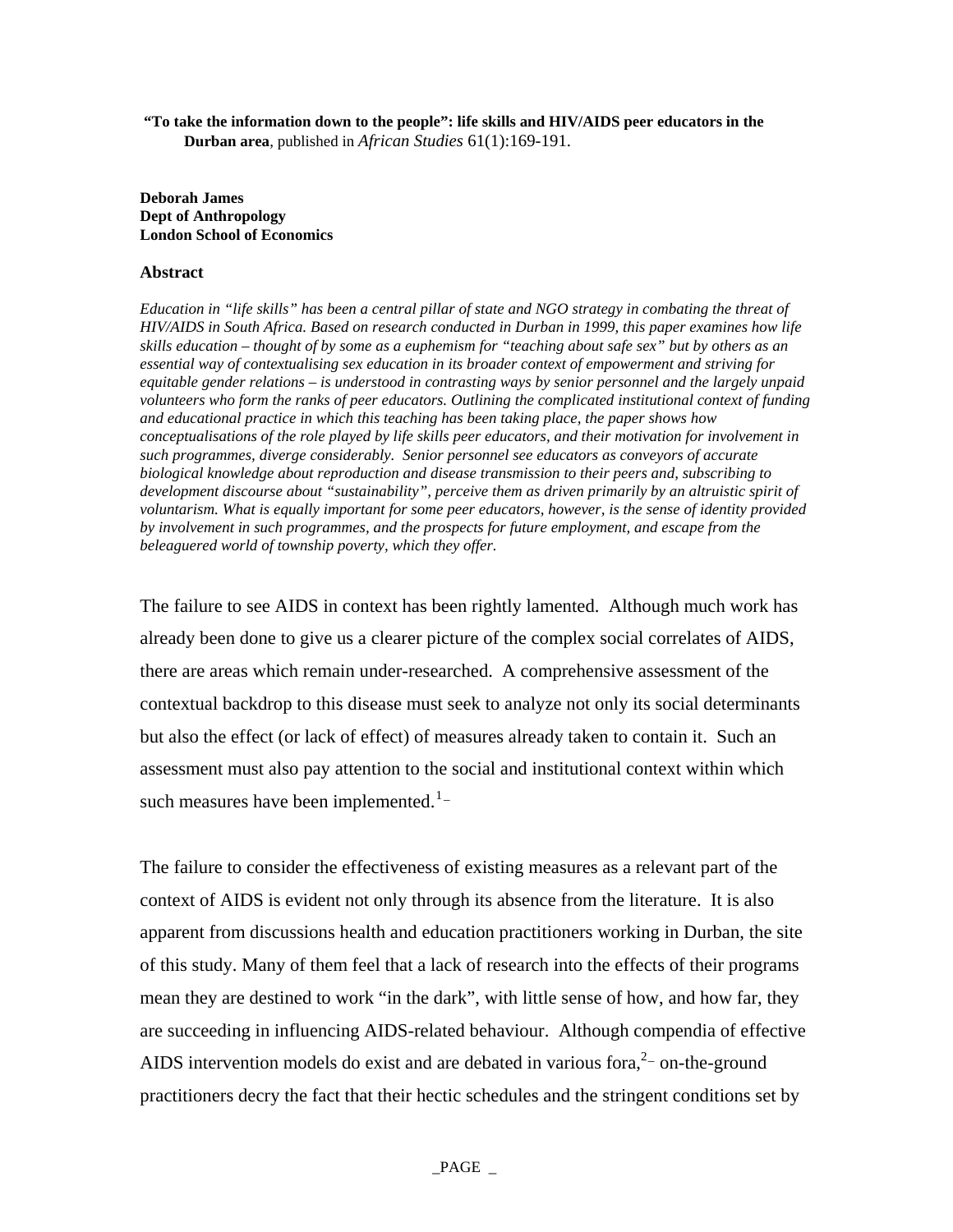**"To take the information down to the people": life skills and HIV/AIDS peer educators in the Durban area**, published in *African Studies* 61(1):169-191.

**Deborah James**
**Dept of Anthropology**
**London School of Economics**

### Abstract

*Education in "life skills" has been a central pillar of state and NGO strategy in combating the threat of HIV/AIDS in South Africa. Based on research conducted in Durban in 1999, this paper examines how life skills education – thought of by some as a euphemism for "teaching about safe sex" but by others as an essential way of contextualising sex education in its broader context of empowerment and striving for equitable gender relations – is understood in contrasting ways by senior personnel and the largely unpaid volunteers who form the ranks of peer educators. Outlining the complicated institutional context of funding and educational practice in which this teaching has been taking place, the paper shows how conceptualisations of the role played by life skills peer educators, and their motivation for involvement in such programmes, diverge considerably. Senior personnel see educators as conveyors of accurate biological knowledge about reproduction and disease transmission to their peers and, subscribing to development discourse about "sustainability", perceive them as driven primarily by an altruistic spirit of voluntarism. What is equally important for some peer educators, however, is the sense of identity provided by involvement in such programmes, and the prospects for future employment, and escape from the beleaguered world of township poverty, which they offer.*

The failure to see AIDS in context has been rightly lamented. Although much work has already been done to give us a clearer picture of the complex social correlates of AIDS, there are areas which remain under-researched. A comprehensive assessment of the contextual backdrop to this disease must seek to analyze not only its social determinants but also the effect (or lack of effect) of measures already taken to contain it. Such an assessment must also pay attention to the social and institutional context within which such measures have been implemented.[1]

The failure to consider the effectiveness of existing measures as a relevant part of the context of AIDS is evident not only through its absence from the literature. It is also apparent from discussions health and education practitioners working in Durban, the site of this study. Many of them feel that a lack of research into the effects of their programs mean they are destined to work "in the dark", with little sense of how, and how far, they are succeeding in influencing AIDS-related behaviour. Although compendia of effective AIDS intervention models do exist and are debated in various fora,[2] on-the-ground practitioners decry the fact that their hectic schedules and the stringent conditions set by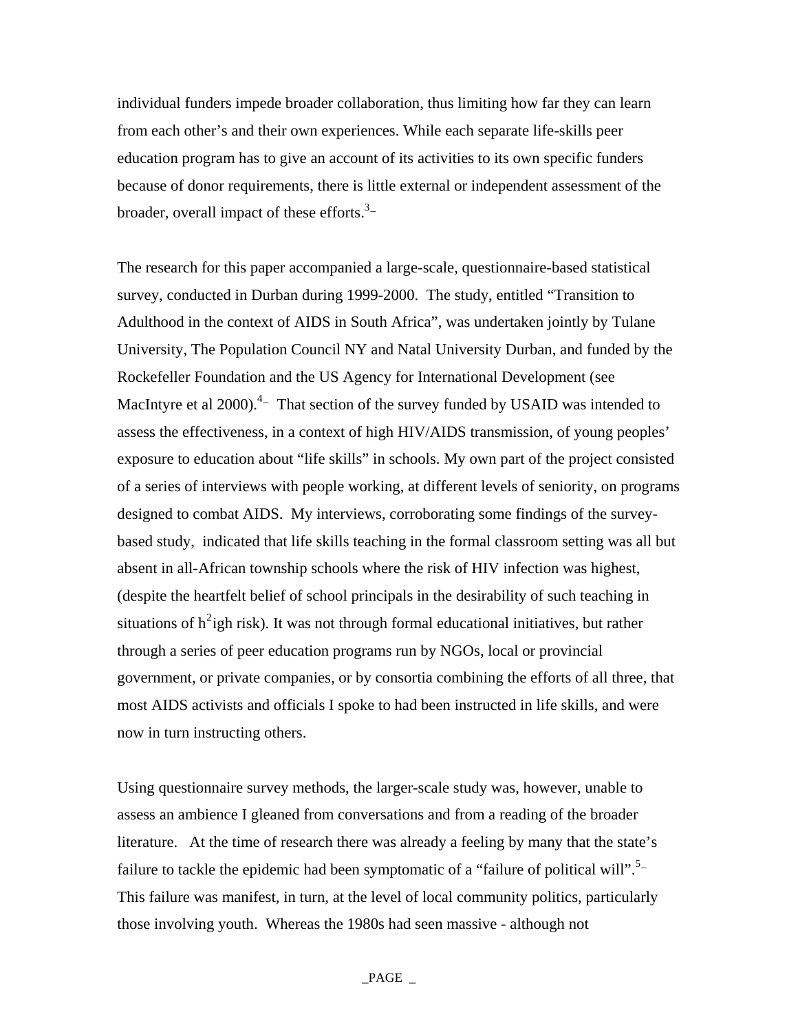individual funders impede broader collaboration, thus limiting how far they can learn from each other's and their own experiences. While each separate life-skills peer education program has to give an account of its activities to its own specific funders because of donor requirements, there is little external or independent assessment of the broader, overall impact of these efforts.[3]

The research for this paper accompanied a large-scale, questionnaire-based statistical survey, conducted in Durban during 1999-2000. The study, entitled "Transition to Adulthood in the context of AIDS in South Africa", was undertaken jointly by Tulane University, The Population Council NY and Natal University Durban, and funded by the Rockefeller Foundation and the US Agency for International Development (see MacIntyre et al 2000).[4] That section of the survey funded by USAID was intended to assess the effectiveness, in a context of high HIV/AIDS transmission, of young peoples' exposure to education about "life skills" in schools. My own part of the project consisted of a series of interviews with people working, at different levels of seniority, on programs designed to combat AIDS. My interviews, corroborating some findings of the survey-based study, indicated that life skills teaching in the formal classroom setting was all but absent in all-African township schools where the risk of HIV infection was highest, (despite the heartfelt belief of school principals in the desirability of such teaching in situations of h[2]igh risk). It was not through formal educational initiatives, but rather through a series of peer education programs run by NGOs, local or provincial government, or private companies, or by consortia combining the efforts of all three, that most AIDS activists and officials I spoke to had been instructed in life skills, and were now in turn instructing others.

Using questionnaire survey methods, the larger-scale study was, however, unable to assess an ambience I gleaned from conversations and from a reading of the broader literature. At the time of research there was already a feeling by many that the state's failure to tackle the epidemic had been symptomatic of a "failure of political will".[5] This failure was manifest, in turn, at the level of local community politics, particularly those involving youth. Whereas the 1980s had seen massive - although not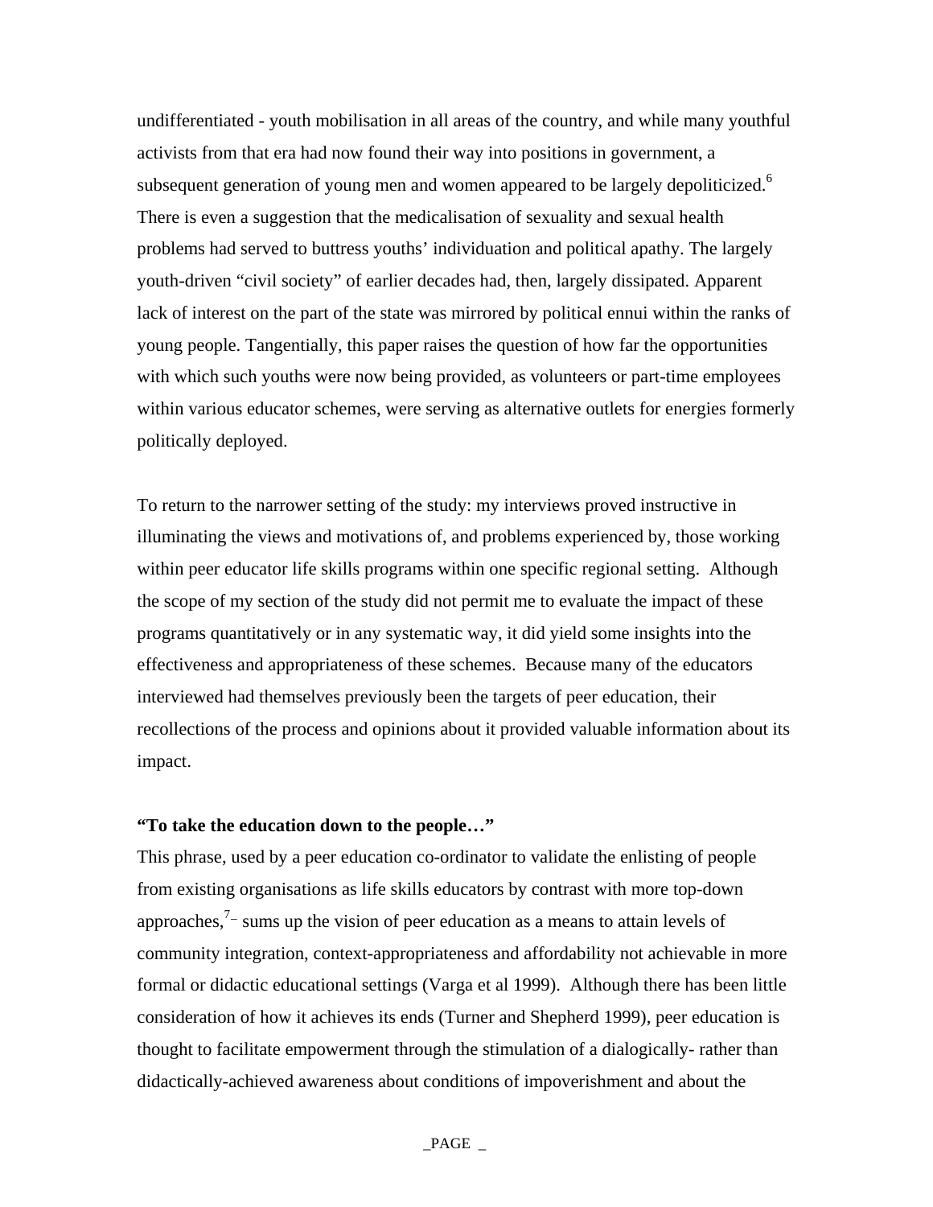undifferentiated - youth mobilisation in all areas of the country, and while many youthful activists from that era had now found their way into positions in government, a subsequent generation of young men and women appeared to be largely depoliticized.[6] There is even a suggestion that the medicalisation of sexuality and sexual health problems had served to buttress youths' individuation and political apathy. The largely youth-driven "civil society" of earlier decades had, then, largely dissipated. Apparent lack of interest on the part of the state was mirrored by political ennui within the ranks of young people. Tangentially, this paper raises the question of how far the opportunities with which such youths were now being provided, as volunteers or part-time employees within various educator schemes, were serving as alternative outlets for energies formerly politically deployed.

To return to the narrower setting of the study: my interviews proved instructive in illuminating the views and motivations of, and problems experienced by, those working within peer educator life skills programs within one specific regional setting. Although the scope of my section of the study did not permit me to evaluate the impact of these programs quantitatively or in any systematic way, it did yield some insights into the effectiveness and appropriateness of these schemes. Because many of the educators interviewed had themselves previously been the targets of peer education, their recollections of the process and opinions about it provided valuable information about its impact.

**"To take the education down to the people…"**

This phrase, used by a peer education co-ordinator to validate the enlisting of people from existing organisations as life skills educators by contrast with more top-down approaches,[7] sums up the vision of peer education as a means to attain levels of community integration, context-appropriateness and affordability not achievable in more formal or didactic educational settings (Varga et al 1999). Although there has been little consideration of how it achieves its ends (Turner and Shepherd 1999), peer education is thought to facilitate empowerment through the stimulation of a dialogically- rather than didactically-achieved awareness about conditions of impoverishment and about the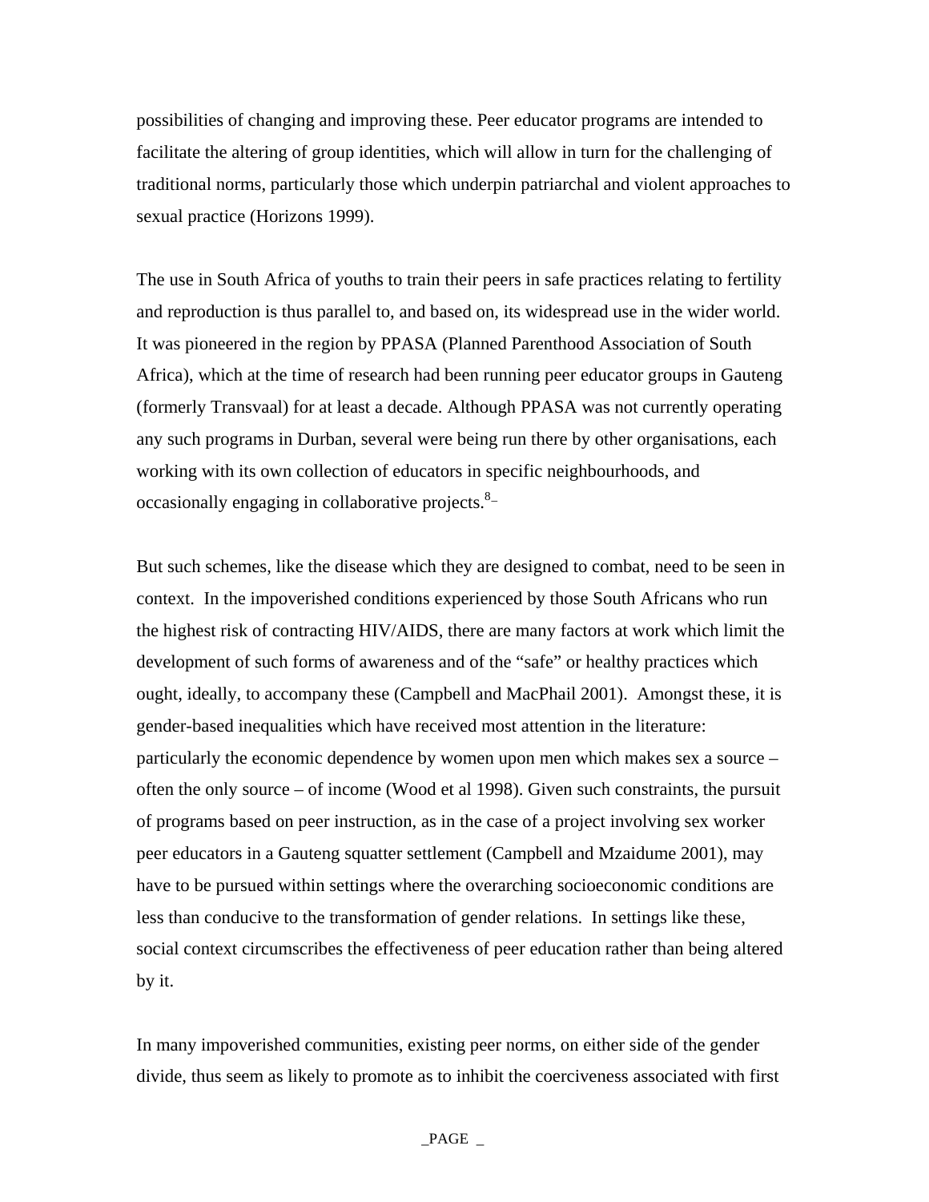possibilities of changing and improving these. Peer educator programs are intended to facilitate the altering of group identities, which will allow in turn for the challenging of traditional norms, particularly those which underpin patriarchal and violent approaches to sexual practice (Horizons 1999).

The use in South Africa of youths to train their peers in safe practices relating to fertility and reproduction is thus parallel to, and based on, its widespread use in the wider world. It was pioneered in the region by PPASA (Planned Parenthood Association of South Africa), which at the time of research had been running peer educator groups in Gauteng (formerly Transvaal) for at least a decade. Although PPASA was not currently operating any such programs in Durban, several were being run there by other organisations, each working with its own collection of educators in specific neighbourhoods, and occasionally engaging in collaborative projects.[8]

But such schemes, like the disease which they are designed to combat, need to be seen in context. In the impoverished conditions experienced by those South Africans who run the highest risk of contracting HIV/AIDS, there are many factors at work which limit the development of such forms of awareness and of the "safe" or healthy practices which ought, ideally, to accompany these (Campbell and MacPhail 2001). Amongst these, it is gender-based inequalities which have received most attention in the literature: particularly the economic dependence by women upon men which makes sex a source – often the only source – of income (Wood et al 1998). Given such constraints, the pursuit of programs based on peer instruction, as in the case of a project involving sex worker peer educators in a Gauteng squatter settlement (Campbell and Mzaidume 2001), may have to be pursued within settings where the overarching socioeconomic conditions are less than conducive to the transformation of gender relations. In settings like these, social context circumscribes the effectiveness of peer education rather than being altered by it.

In many impoverished communities, existing peer norms, on either side of the gender divide, thus seem as likely to promote as to inhibit the coerciveness associated with first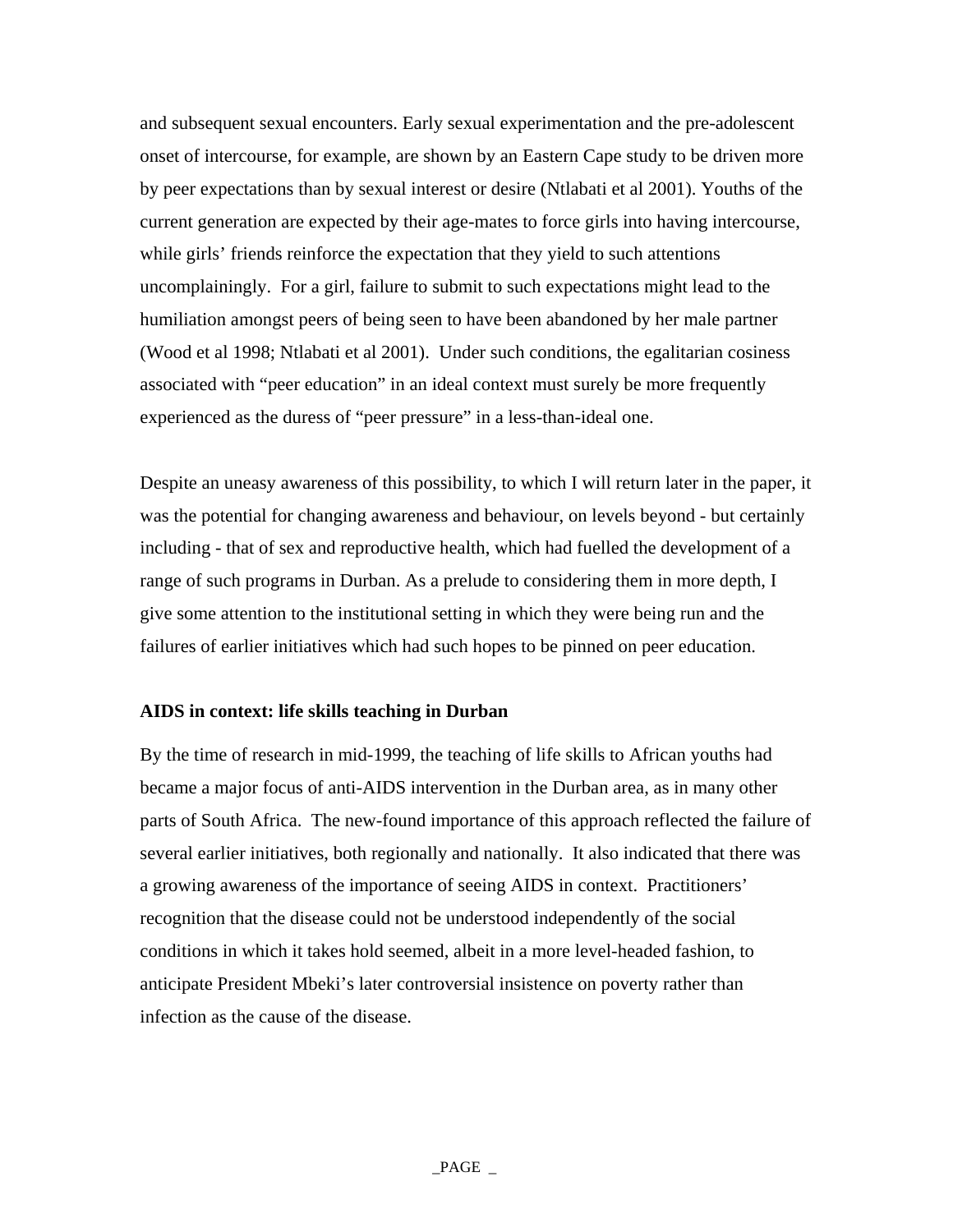and subsequent sexual encounters. Early sexual experimentation and the pre-adolescent onset of intercourse, for example, are shown by an Eastern Cape study to be driven more by peer expectations than by sexual interest or desire (Ntlabati et al 2001). Youths of the current generation are expected by their age-mates to force girls into having intercourse, while girls' friends reinforce the expectation that they yield to such attentions uncomplainingly. For a girl, failure to submit to such expectations might lead to the humiliation amongst peers of being seen to have been abandoned by her male partner (Wood et al 1998; Ntlabati et al 2001). Under such conditions, the egalitarian cosiness associated with "peer education" in an ideal context must surely be more frequently experienced as the duress of "peer pressure" in a less-than-ideal one.

Despite an uneasy awareness of this possibility, to which I will return later in the paper, it was the potential for changing awareness and behaviour, on levels beyond - but certainly including - that of sex and reproductive health, which had fuelled the development of a range of such programs in Durban. As a prelude to considering them in more depth, I give some attention to the institutional setting in which they were being run and the failures of earlier initiatives which had such hopes to be pinned on peer education.

**AIDS in context: life skills teaching in Durban**

By the time of research in mid-1999, the teaching of life skills to African youths had became a major focus of anti-AIDS intervention in the Durban area, as in many other parts of South Africa. The new-found importance of this approach reflected the failure of several earlier initiatives, both regionally and nationally. It also indicated that there was a growing awareness of the importance of seeing AIDS in context. Practitioners' recognition that the disease could not be understood independently of the social conditions in which it takes hold seemed, albeit in a more level-headed fashion, to anticipate President Mbeki's later controversial insistence on poverty rather than infection as the cause of the disease.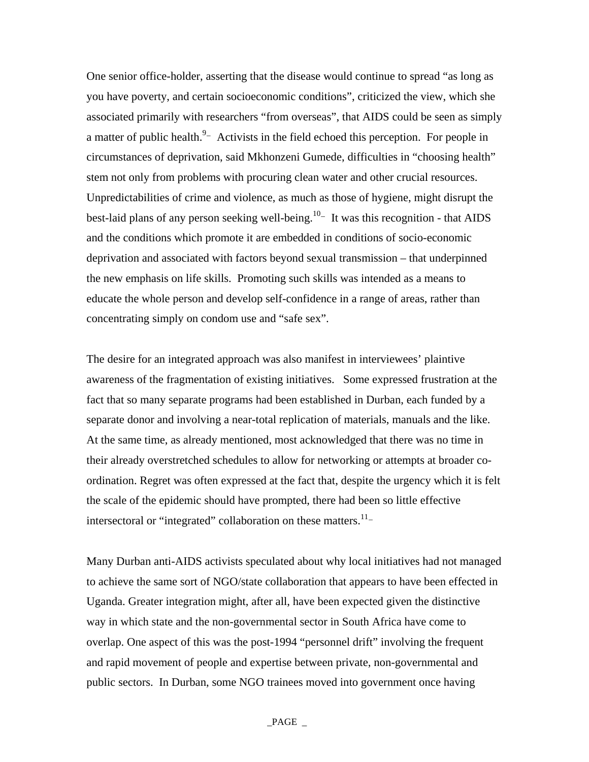One senior office-holder, asserting that the disease would continue to spread "as long as you have poverty, and certain socioeconomic conditions", criticized the view, which she associated primarily with researchers "from overseas", that AIDS could be seen as simply a matter of public health.[9] Activists in the field echoed this perception. For people in circumstances of deprivation, said Mkhonzeni Gumede, difficulties in "choosing health" stem not only from problems with procuring clean water and other crucial resources. Unpredictabilities of crime and violence, as much as those of hygiene, might disrupt the best-laid plans of any person seeking well-being.[10] It was this recognition - that AIDS and the conditions which promote it are embedded in conditions of socio-economic deprivation and associated with factors beyond sexual transmission – that underpinned the new emphasis on life skills. Promoting such skills was intended as a means to educate the whole person and develop self-confidence in a range of areas, rather than concentrating simply on condom use and "safe sex".

The desire for an integrated approach was also manifest in interviewees' plaintive awareness of the fragmentation of existing initiatives. Some expressed frustration at the fact that so many separate programs had been established in Durban, each funded by a separate donor and involving a near-total replication of materials, manuals and the like. At the same time, as already mentioned, most acknowledged that there was no time in their already overstretched schedules to allow for networking or attempts at broader co-ordination. Regret was often expressed at the fact that, despite the urgency which it is felt the scale of the epidemic should have prompted, there had been so little effective intersectoral or "integrated" collaboration on these matters.[11]

Many Durban anti-AIDS activists speculated about why local initiatives had not managed to achieve the same sort of NGO/state collaboration that appears to have been effected in Uganda. Greater integration might, after all, have been expected given the distinctive way in which state and the non-governmental sector in South Africa have come to overlap. One aspect of this was the post-1994 "personnel drift" involving the frequent and rapid movement of people and expertise between private, non-governmental and public sectors. In Durban, some NGO trainees moved into government once having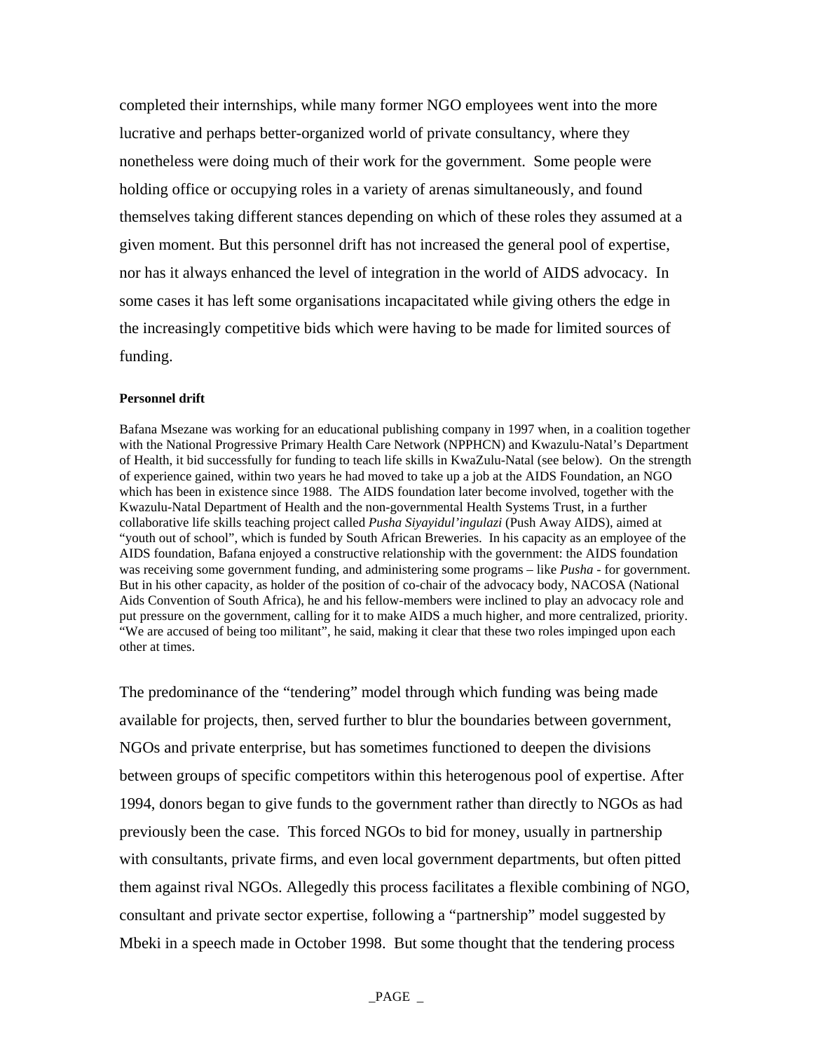completed their internships, while many former NGO employees went into the more lucrative and perhaps better-organized world of private consultancy, where they nonetheless were doing much of their work for the government. Some people were holding office or occupying roles in a variety of arenas simultaneously, and found themselves taking different stances depending on which of these roles they assumed at a given moment. But this personnel drift has not increased the general pool of expertise, nor has it always enhanced the level of integration in the world of AIDS advocacy. In some cases it has left some organisations incapacitated while giving others the edge in the increasingly competitive bids which were having to be made for limited sources of funding.

**Personnel drift**

Bafana Msezane was working for an educational publishing company in 1997 when, in a coalition together with the National Progressive Primary Health Care Network (NPPHCN) and Kwazulu-Natal's Department of Health, it bid successfully for funding to teach life skills in KwaZulu-Natal (see below). On the strength of experience gained, within two years he had moved to take up a job at the AIDS Foundation, an NGO which has been in existence since 1988. The AIDS foundation later become involved, together with the Kwazulu-Natal Department of Health and the non-governmental Health Systems Trust, in a further collaborative life skills teaching project called *Pusha Siyayidul'ingulazi* (Push Away AIDS), aimed at "youth out of school", which is funded by South African Breweries. In his capacity as an employee of the AIDS foundation, Bafana enjoyed a constructive relationship with the government: the AIDS foundation was receiving some government funding, and administering some programs – like *Pusha* - for government. But in his other capacity, as holder of the position of co-chair of the advocacy body, NACOSA (National Aids Convention of South Africa), he and his fellow-members were inclined to play an advocacy role and put pressure on the government, calling for it to make AIDS a much higher, and more centralized, priority. "We are accused of being too militant", he said, making it clear that these two roles impinged upon each other at times.

The predominance of the "tendering" model through which funding was being made available for projects, then, served further to blur the boundaries between government, NGOs and private enterprise, but has sometimes functioned to deepen the divisions between groups of specific competitors within this heterogenous pool of expertise. After 1994, donors began to give funds to the government rather than directly to NGOs as had previously been the case. This forced NGOs to bid for money, usually in partnership with consultants, private firms, and even local government departments, but often pitted them against rival NGOs. Allegedly this process facilitates a flexible combining of NGO, consultant and private sector expertise, following a "partnership" model suggested by Mbeki in a speech made in October 1998. But some thought that the tendering process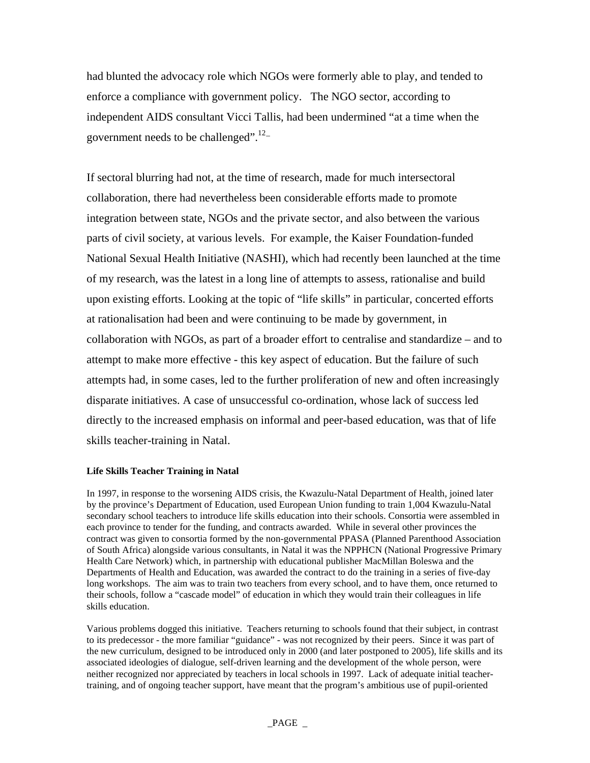had blunted the advocacy role which NGOs were formerly able to play, and tended to enforce a compliance with government policy. The NGO sector, according to independent AIDS consultant Vicci Tallis, had been undermined "at a time when the government needs to be challenged".[12]

If sectoral blurring had not, at the time of research, made for much intersectoral collaboration, there had nevertheless been considerable efforts made to promote integration between state, NGOs and the private sector, and also between the various parts of civil society, at various levels. For example, the Kaiser Foundation-funded National Sexual Health Initiative (NASHI), which had recently been launched at the time of my research, was the latest in a long line of attempts to assess, rationalise and build upon existing efforts. Looking at the topic of "life skills" in particular, concerted efforts at rationalisation had been and were continuing to be made by government, in collaboration with NGOs, as part of a broader effort to centralise and standardize – and to attempt to make more effective - this key aspect of education. But the failure of such attempts had, in some cases, led to the further proliferation of new and often increasingly disparate initiatives. A case of unsuccessful co-ordination, whose lack of success led directly to the increased emphasis on informal and peer-based education, was that of life skills teacher-training in Natal.

**Life Skills Teacher Training in Natal**

In 1997, in response to the worsening AIDS crisis, the Kwazulu-Natal Department of Health, joined later by the province's Department of Education, used European Union funding to train 1,004 Kwazulu-Natal secondary school teachers to introduce life skills education into their schools. Consortia were assembled in each province to tender for the funding, and contracts awarded. While in several other provinces the contract was given to consortia formed by the non-governmental PPASA (Planned Parenthood Association of South Africa) alongside various consultants, in Natal it was the NPPHCN (National Progressive Primary Health Care Network) which, in partnership with educational publisher MacMillan Boleswa and the Departments of Health and Education, was awarded the contract to do the training in a series of five-day long workshops. The aim was to train two teachers from every school, and to have them, once returned to their schools, follow a "cascade model" of education in which they would train their colleagues in life skills education.

Various problems dogged this initiative. Teachers returning to schools found that their subject, in contrast to its predecessor - the more familiar "guidance" - was not recognized by their peers. Since it was part of the new curriculum, designed to be introduced only in 2000 (and later postponed to 2005), life skills and its associated ideologies of dialogue, self-driven learning and the development of the whole person, were neither recognized nor appreciated by teachers in local schools in 1997. Lack of adequate initial teacher-training, and of ongoing teacher support, have meant that the program's ambitious use of pupil-oriented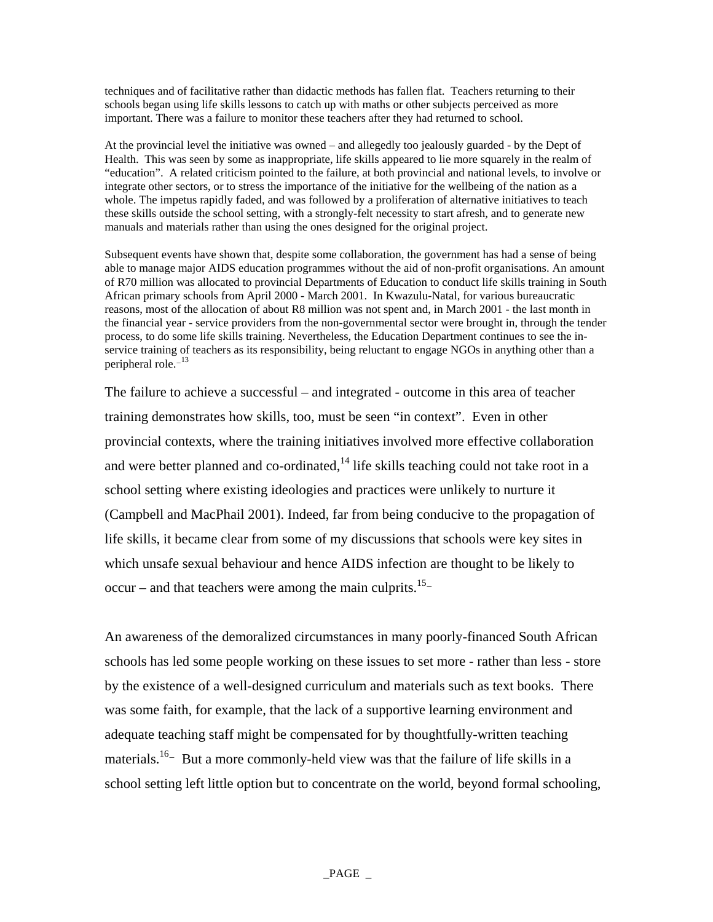techniques and of facilitative rather than didactic methods has fallen flat. Teachers returning to their schools began using life skills lessons to catch up with maths or other subjects perceived as more important. There was a failure to monitor these teachers after they had returned to school.

At the provincial level the initiative was owned – and allegedly too jealously guarded - by the Dept of Health. This was seen by some as inappropriate, life skills appeared to lie more squarely in the realm of "education". A related criticism pointed to the failure, at both provincial and national levels, to involve or integrate other sectors, or to stress the importance of the initiative for the wellbeing of the nation as a whole. The impetus rapidly faded, and was followed by a proliferation of alternative initiatives to teach these skills outside the school setting, with a strongly-felt necessity to start afresh, and to generate new manuals and materials rather than using the ones designed for the original project.

Subsequent events have shown that, despite some collaboration, the government has had a sense of being able to manage major AIDS education programmes without the aid of non-profit organisations. An amount of R70 million was allocated to provincial Departments of Education to conduct life skills training in South African primary schools from April 2000 - March 2001. In Kwazulu-Natal, for various bureaucratic reasons, most of the allocation of about R8 million was not spent and, in March 2001 - the last month in the financial year - service providers from the non-governmental sector were brought in, through the tender process, to do some life skills training. Nevertheless, the Education Department continues to see the in-service training of teachers as its responsibility, being reluctant to engage NGOs in anything other than a peripheral role.[13]

The failure to achieve a successful – and integrated - outcome in this area of teacher training demonstrates how skills, too, must be seen "in context". Even in other provincial contexts, where the training initiatives involved more effective collaboration and were better planned and co-ordinated,[14] life skills teaching could not take root in a school setting where existing ideologies and practices were unlikely to nurture it (Campbell and MacPhail 2001). Indeed, far from being conducive to the propagation of life skills, it became clear from some of my discussions that schools were key sites in which unsafe sexual behaviour and hence AIDS infection are thought to be likely to occur – and that teachers were among the main culprits.[15]

An awareness of the demoralized circumstances in many poorly-financed South African schools has led some people working on these issues to set more - rather than less - store by the existence of a well-designed curriculum and materials such as text books. There was some faith, for example, that the lack of a supportive learning environment and adequate teaching staff might be compensated for by thoughtfully-written teaching materials.[16] But a more commonly-held view was that the failure of life skills in a school setting left little option but to concentrate on the world, beyond formal schooling,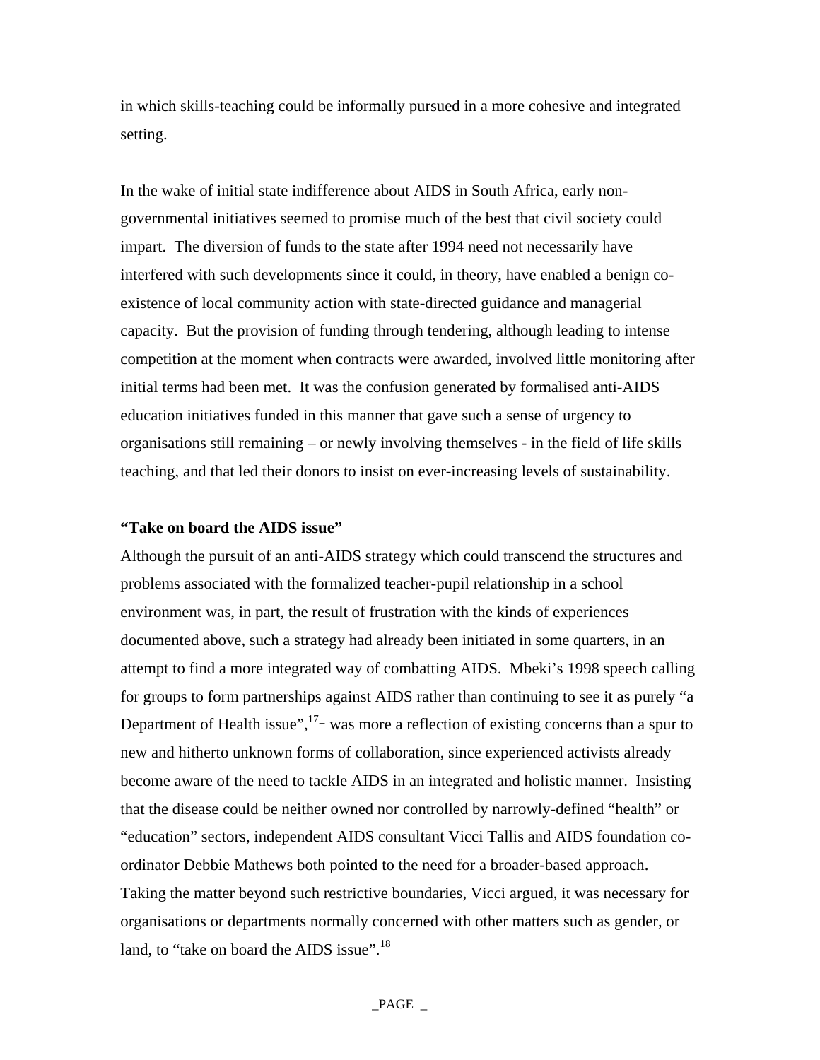in which skills-teaching could be informally pursued in a more cohesive and integrated setting.

In the wake of initial state indifference about AIDS in South Africa, early non-governmental initiatives seemed to promise much of the best that civil society could impart. The diversion of funds to the state after 1994 need not necessarily have interfered with such developments since it could, in theory, have enabled a benign co-existence of local community action with state-directed guidance and managerial capacity. But the provision of funding through tendering, although leading to intense competition at the moment when contracts were awarded, involved little monitoring after initial terms had been met. It was the confusion generated by formalised anti-AIDS education initiatives funded in this manner that gave such a sense of urgency to organisations still remaining – or newly involving themselves - in the field of life skills teaching, and that led their donors to insist on ever-increasing levels of sustainability.

**"Take on board the AIDS issue"**

Although the pursuit of an anti-AIDS strategy which could transcend the structures and problems associated with the formalized teacher-pupil relationship in a school environment was, in part, the result of frustration with the kinds of experiences documented above, such a strategy had already been initiated in some quarters, in an attempt to find a more integrated way of combatting AIDS. Mbeki's 1998 speech calling for groups to form partnerships against AIDS rather than continuing to see it as purely "a Department of Health issue",[17] was more a reflection of existing concerns than a spur to new and hitherto unknown forms of collaboration, since experienced activists already become aware of the need to tackle AIDS in an integrated and holistic manner. Insisting that the disease could be neither owned nor controlled by narrowly-defined "health" or "education" sectors, independent AIDS consultant Vicci Tallis and AIDS foundation co-ordinator Debbie Mathews both pointed to the need for a broader-based approach. Taking the matter beyond such restrictive boundaries, Vicci argued, it was necessary for organisations or departments normally concerned with other matters such as gender, or land, to "take on board the AIDS issue".[18]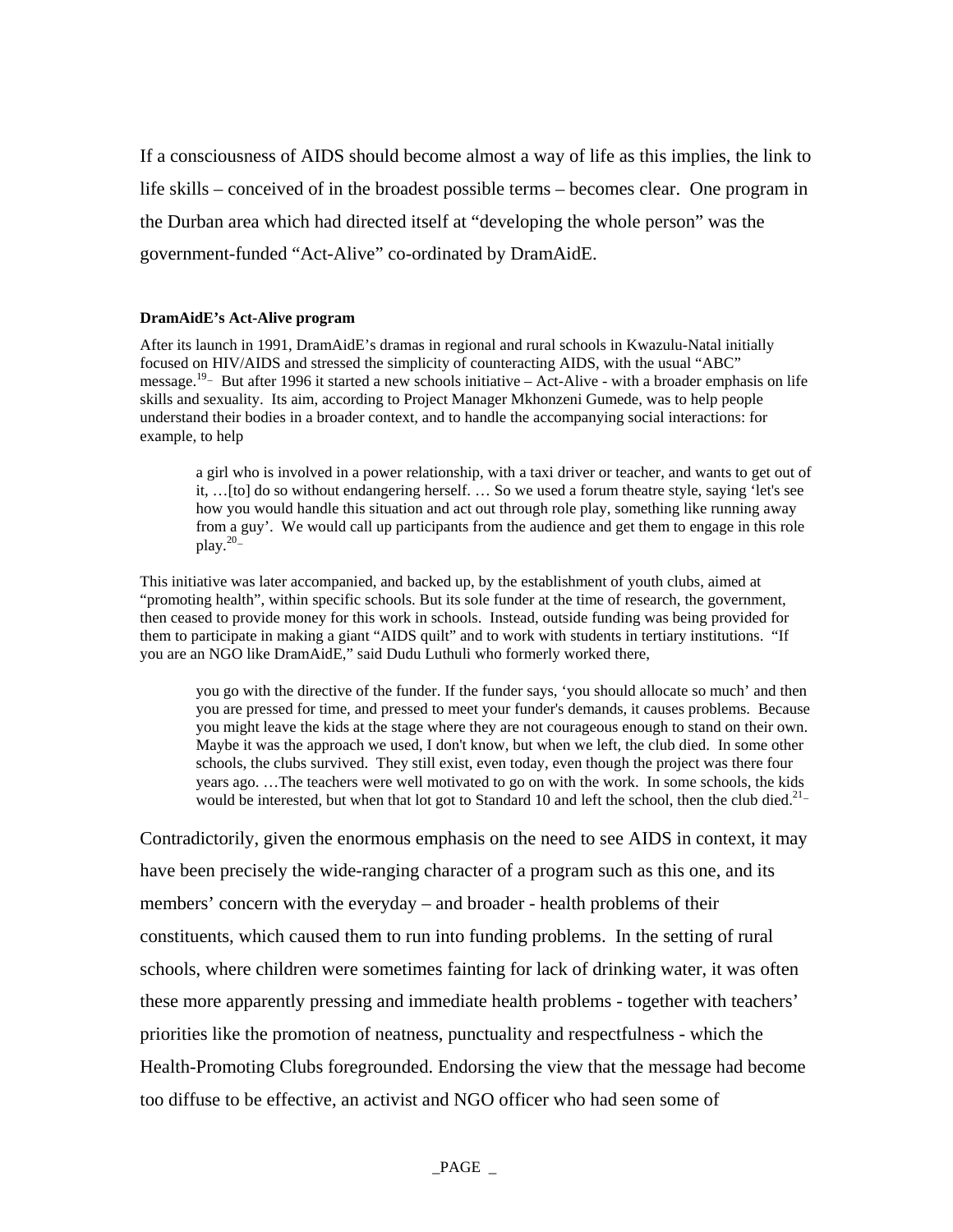If a consciousness of AIDS should become almost a way of life as this implies, the link to life skills – conceived of in the broadest possible terms – becomes clear. One program in the Durban area which had directed itself at "developing the whole person" was the government-funded "Act-Alive" co-ordinated by DramAidE.

#### DramAidE's Act-Alive program

After its launch in 1991, DramAidE's dramas in regional and rural schools in Kwazulu-Natal initially focused on HIV/AIDS and stressed the simplicity of counteracting AIDS, with the usual "ABC" message.[19] But after 1996 it started a new schools initiative – Act-Alive - with a broader emphasis on life skills and sexuality. Its aim, according to Project Manager Mkhonzeni Gumede, was to help people understand their bodies in a broader context, and to handle the accompanying social interactions: for example, to help

> a girl who is involved in a power relationship, with a taxi driver or teacher, and wants to get out of it, …[to] do so without endangering herself. … So we used a forum theatre style, saying 'let's see how you would handle this situation and act out through role play, something like running away from a guy'. We would call up participants from the audience and get them to engage in this role play.[20]

This initiative was later accompanied, and backed up, by the establishment of youth clubs, aimed at "promoting health", within specific schools. But its sole funder at the time of research, the government, then ceased to provide money for this work in schools. Instead, outside funding was being provided for them to participate in making a giant "AIDS quilt" and to work with students in tertiary institutions. "If you are an NGO like DramAidE," said Dudu Luthuli who formerly worked there,

> you go with the directive of the funder. If the funder says, 'you should allocate so much' and then you are pressed for time, and pressed to meet your funder's demands, it causes problems. Because you might leave the kids at the stage where they are not courageous enough to stand on their own. Maybe it was the approach we used, I don't know, but when we left, the club died. In some other schools, the clubs survived. They still exist, even today, even though the project was there four years ago. …The teachers were well motivated to go on with the work. In some schools, the kids would be interested, but when that lot got to Standard 10 and left the school, then the club died.[21]

Contradictorily, given the enormous emphasis on the need to see AIDS in context, it may have been precisely the wide-ranging character of a program such as this one, and its members' concern with the everyday – and broader - health problems of their constituents, which caused them to run into funding problems. In the setting of rural schools, where children were sometimes fainting for lack of drinking water, it was often these more apparently pressing and immediate health problems - together with teachers' priorities like the promotion of neatness, punctuality and respectfulness - which the Health-Promoting Clubs foregrounded. Endorsing the view that the message had become too diffuse to be effective, an activist and NGO officer who had seen some of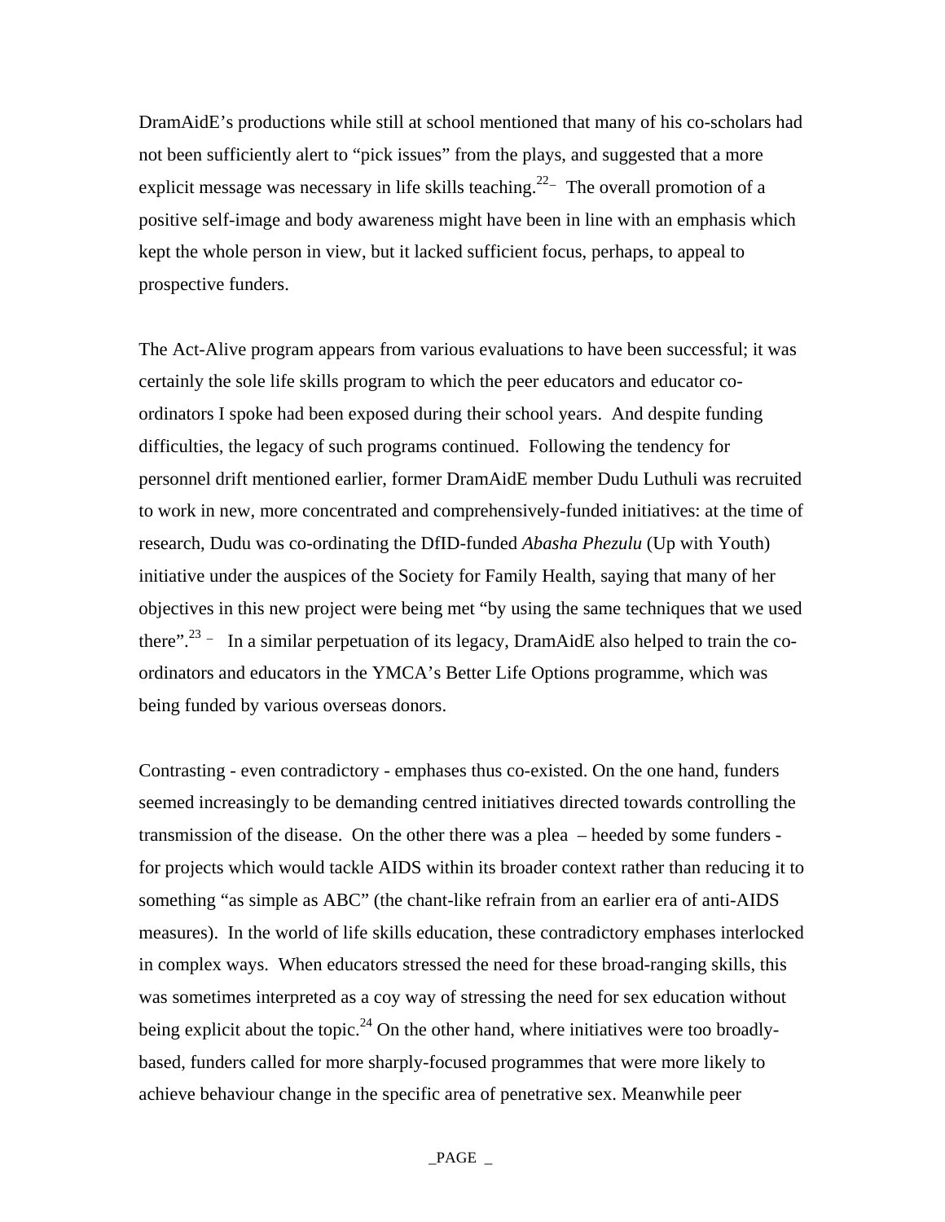DramAidE's productions while still at school mentioned that many of his co-scholars had not been sufficiently alert to "pick issues" from the plays, and suggested that a more explicit message was necessary in life skills teaching.[22] The overall promotion of a positive self-image and body awareness might have been in line with an emphasis which kept the whole person in view, but it lacked sufficient focus, perhaps, to appeal to prospective funders.

The Act-Alive program appears from various evaluations to have been successful; it was certainly the sole life skills program to which the peer educators and educator co-ordinators I spoke had been exposed during their school years. And despite funding difficulties, the legacy of such programs continued. Following the tendency for personnel drift mentioned earlier, former DramAidE member Dudu Luthuli was recruited to work in new, more concentrated and comprehensively-funded initiatives: at the time of research, Dudu was co-ordinating the DfID-funded *Abasha Phezulu* (Up with Youth) initiative under the auspices of the Society for Family Health, saying that many of her objectives in this new project were being met "by using the same techniques that we used there".[23] In a similar perpetuation of its legacy, DramAidE also helped to train the co-ordinators and educators in the YMCA's Better Life Options programme, which was being funded by various overseas donors.

Contrasting - even contradictory - emphases thus co-existed. On the one hand, funders seemed increasingly to be demanding centred initiatives directed towards controlling the transmission of the disease. On the other there was a plea – heeded by some funders - for projects which would tackle AIDS within its broader context rather than reducing it to something "as simple as ABC" (the chant-like refrain from an earlier era of anti-AIDS measures). In the world of life skills education, these contradictory emphases interlocked in complex ways. When educators stressed the need for these broad-ranging skills, this was sometimes interpreted as a coy way of stressing the need for sex education without being explicit about the topic.[24] On the other hand, where initiatives were too broadly-based, funders called for more sharply-focused programmes that were more likely to achieve behaviour change in the specific area of penetrative sex. Meanwhile peer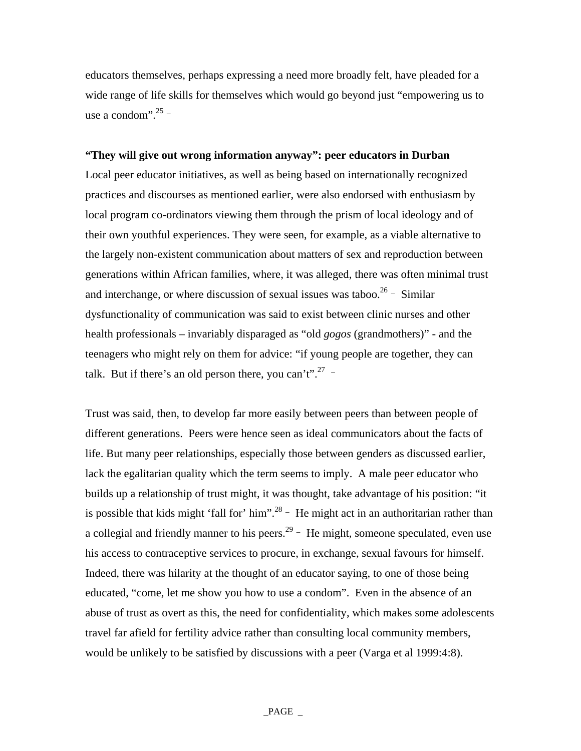educators themselves, perhaps expressing a need more broadly felt, have pleaded for a wide range of life skills for themselves which would go beyond just "empowering us to use a condom".[25]

**"They will give out wrong information anyway": peer educators in Durban**

Local peer educator initiatives, as well as being based on internationally recognized practices and discourses as mentioned earlier, were also endorsed with enthusiasm by local program co-ordinators viewing them through the prism of local ideology and of their own youthful experiences. They were seen, for example, as a viable alternative to the largely non-existent communication about matters of sex and reproduction between generations within African families, where, it was alleged, there was often minimal trust and interchange, or where discussion of sexual issues was taboo.[26] Similar dysfunctionality of communication was said to exist between clinic nurses and other health professionals – invariably disparaged as "old *gogos* (grandmothers)" - and the teenagers who might rely on them for advice: "if young people are together, they can talk. But if there's an old person there, you can't".[27]

Trust was said, then, to develop far more easily between peers than between people of different generations. Peers were hence seen as ideal communicators about the facts of life. But many peer relationships, especially those between genders as discussed earlier, lack the egalitarian quality which the term seems to imply. A male peer educator who builds up a relationship of trust might, it was thought, take advantage of his position: "it is possible that kids might 'fall for' him".[28] He might act in an authoritarian rather than a collegial and friendly manner to his peers.[29] He might, someone speculated, even use his access to contraceptive services to procure, in exchange, sexual favours for himself. Indeed, there was hilarity at the thought of an educator saying, to one of those being educated, "come, let me show you how to use a condom". Even in the absence of an abuse of trust as overt as this, the need for confidentiality, which makes some adolescents travel far afield for fertility advice rather than consulting local community members, would be unlikely to be satisfied by discussions with a peer (Varga et al 1999:4:8).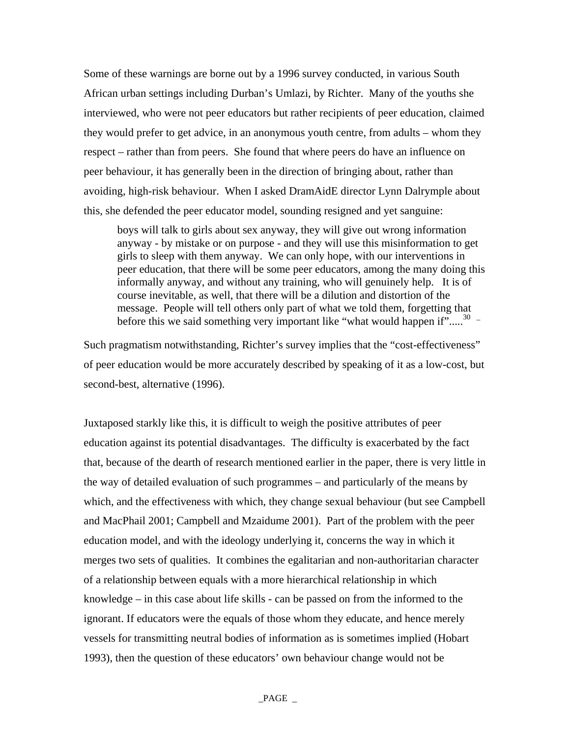Some of these warnings are borne out by a 1996 survey conducted, in various South African urban settings including Durban's Umlazi, by Richter. Many of the youths she interviewed, who were not peer educators but rather recipients of peer education, claimed they would prefer to get advice, in an anonymous youth centre, from adults – whom they respect – rather than from peers. She found that where peers do have an influence on peer behaviour, it has generally been in the direction of bringing about, rather than avoiding, high-risk behaviour. When I asked DramAidE director Lynn Dalrymple about this, she defended the peer educator model, sounding resigned and yet sanguine:

> boys will talk to girls about sex anyway, they will give out wrong information anyway - by mistake or on purpose - and they will use this misinformation to get girls to sleep with them anyway. We can only hope, with our interventions in peer education, that there will be some peer educators, among the many doing this informally anyway, and without any training, who will genuinely help. It is of course inevitable, as well, that there will be a dilution and distortion of the message. People will tell others only part of what we told them, forgetting that before this we said something very important like "what would happen if".....[30]

Such pragmatism notwithstanding, Richter's survey implies that the "cost-effectiveness" of peer education would be more accurately described by speaking of it as a low-cost, but second-best, alternative (1996).

Juxtaposed starkly like this, it is difficult to weigh the positive attributes of peer education against its potential disadvantages. The difficulty is exacerbated by the fact that, because of the dearth of research mentioned earlier in the paper, there is very little in the way of detailed evaluation of such programmes – and particularly of the means by which, and the effectiveness with which, they change sexual behaviour (but see Campbell and MacPhail 2001; Campbell and Mzaidume 2001). Part of the problem with the peer education model, and with the ideology underlying it, concerns the way in which it merges two sets of qualities. It combines the egalitarian and non-authoritarian character of a relationship between equals with a more hierarchical relationship in which knowledge – in this case about life skills - can be passed on from the informed to the ignorant. If educators were the equals of those whom they educate, and hence merely vessels for transmitting neutral bodies of information as is sometimes implied (Hobart 1993), then the question of these educators' own behaviour change would not be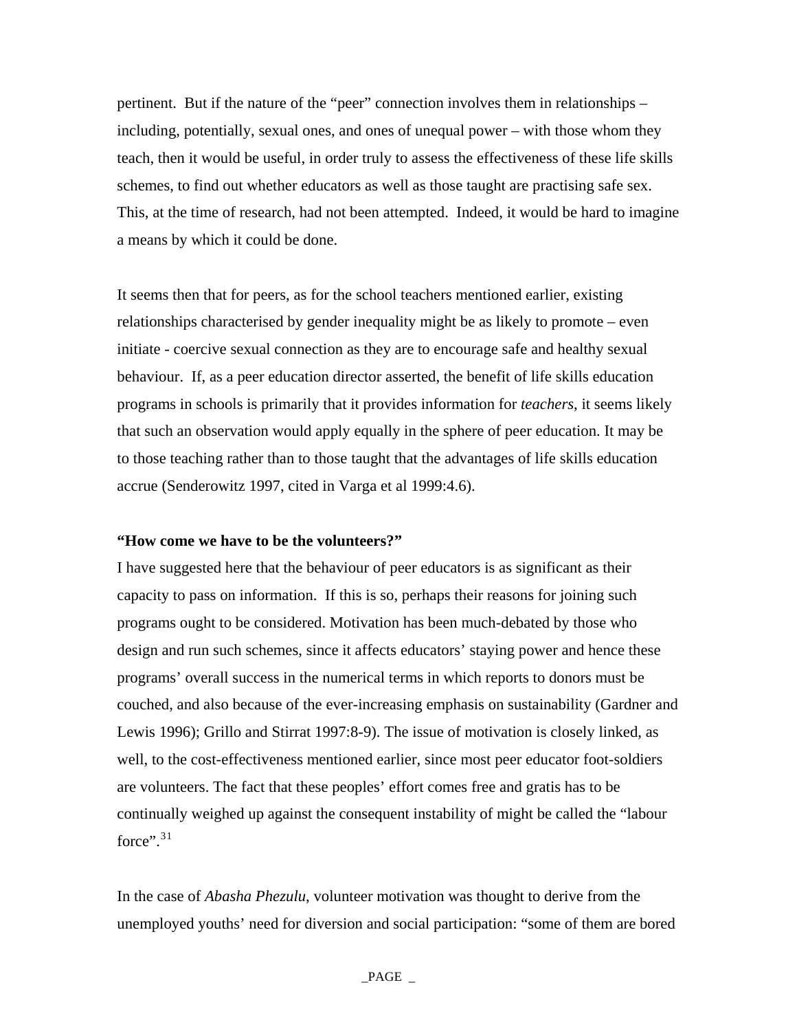pertinent. But if the nature of the "peer" connection involves them in relationships – including, potentially, sexual ones, and ones of unequal power – with those whom they teach, then it would be useful, in order truly to assess the effectiveness of these life skills schemes, to find out whether educators as well as those taught are practising safe sex. This, at the time of research, had not been attempted. Indeed, it would be hard to imagine a means by which it could be done.

It seems then that for peers, as for the school teachers mentioned earlier, existing relationships characterised by gender inequality might be as likely to promote – even initiate - coercive sexual connection as they are to encourage safe and healthy sexual behaviour. If, as a peer education director asserted, the benefit of life skills education programs in schools is primarily that it provides information for *teachers*, it seems likely that such an observation would apply equally in the sphere of peer education. It may be to those teaching rather than to those taught that the advantages of life skills education accrue (Senderowitz 1997, cited in Varga et al 1999:4.6).

**"How come we have to be the volunteers?"**

I have suggested here that the behaviour of peer educators is as significant as their capacity to pass on information. If this is so, perhaps their reasons for joining such programs ought to be considered. Motivation has been much-debated by those who design and run such schemes, since it affects educators' staying power and hence these programs' overall success in the numerical terms in which reports to donors must be couched, and also because of the ever-increasing emphasis on sustainability (Gardner and Lewis 1996); Grillo and Stirrat 1997:8-9). The issue of motivation is closely linked, as well, to the cost-effectiveness mentioned earlier, since most peer educator foot-soldiers are volunteers. The fact that these peoples' effort comes free and gratis has to be continually weighed up against the consequent instability of might be called the "labour force".[31]

In the case of *Abasha Phezulu*, volunteer motivation was thought to derive from the unemployed youths' need for diversion and social participation: "some of them are bored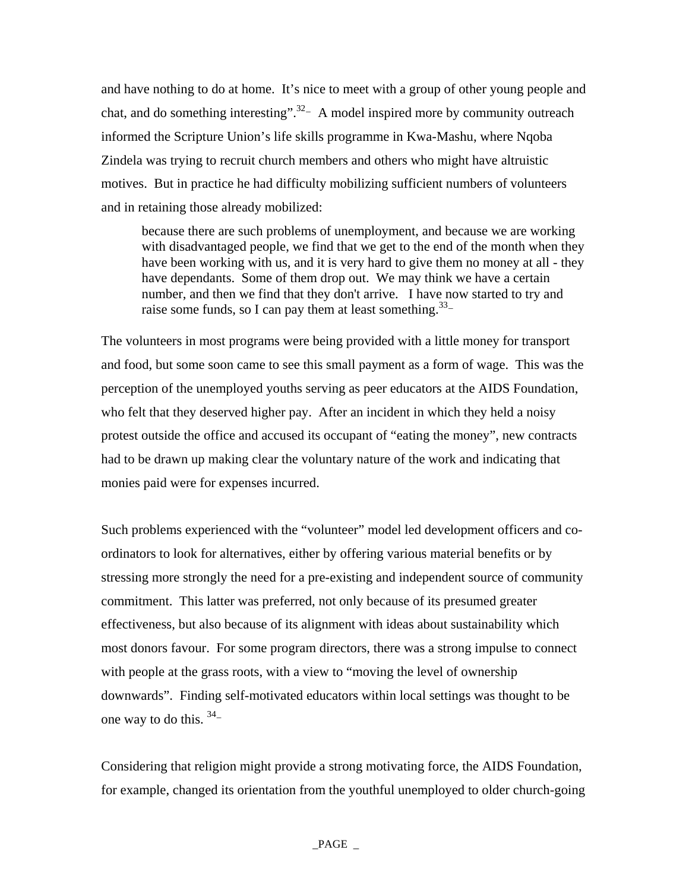and have nothing to do at home. It's nice to meet with a group of other young people and chat, and do something interesting".[32] A model inspired more by community outreach informed the Scripture Union's life skills programme in Kwa-Mashu, where Nqoba Zindela was trying to recruit church members and others who might have altruistic motives. But in practice he had difficulty mobilizing sufficient numbers of volunteers and in retaining those already mobilized:

> because there are such problems of unemployment, and because we are working with disadvantaged people, we find that we get to the end of the month when they have been working with us, and it is very hard to give them no money at all - they have dependants. Some of them drop out. We may think we have a certain number, and then we find that they don't arrive. I have now started to try and raise some funds, so I can pay them at least something.[33]

The volunteers in most programs were being provided with a little money for transport and food, but some soon came to see this small payment as a form of wage. This was the perception of the unemployed youths serving as peer educators at the AIDS Foundation, who felt that they deserved higher pay. After an incident in which they held a noisy protest outside the office and accused its occupant of "eating the money", new contracts had to be drawn up making clear the voluntary nature of the work and indicating that monies paid were for expenses incurred.

Such problems experienced with the "volunteer" model led development officers and co-ordinators to look for alternatives, either by offering various material benefits or by stressing more strongly the need for a pre-existing and independent source of community commitment. This latter was preferred, not only because of its presumed greater effectiveness, but also because of its alignment with ideas about sustainability which most donors favour. For some program directors, there was a strong impulse to connect with people at the grass roots, with a view to "moving the level of ownership downwards". Finding self-motivated educators within local settings was thought to be one way to do this.[34]

Considering that religion might provide a strong motivating force, the AIDS Foundation, for example, changed its orientation from the youthful unemployed to older church-going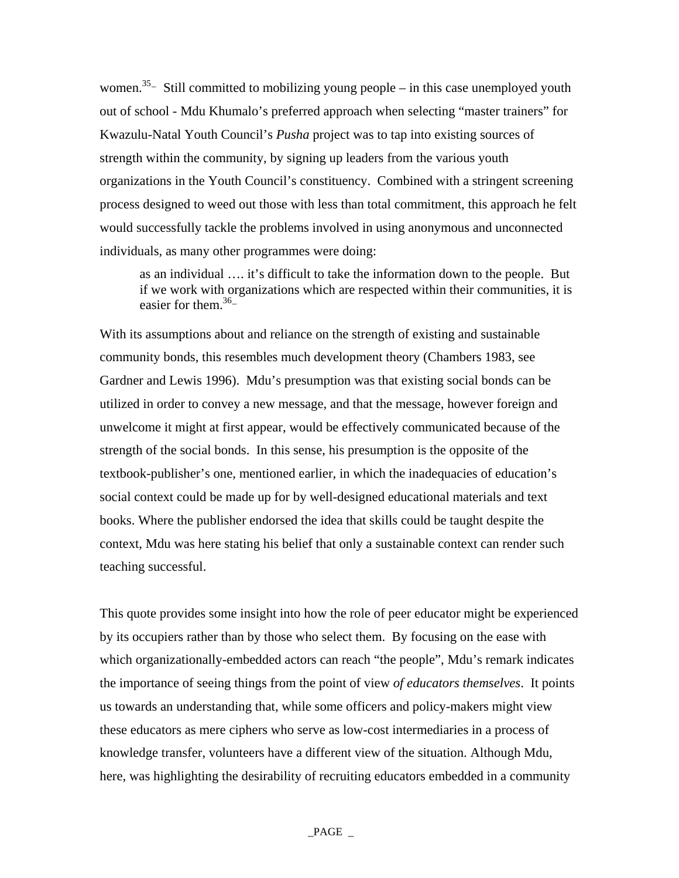women.[35] Still committed to mobilizing young people – in this case unemployed youth out of school - Mdu Khumalo's preferred approach when selecting "master trainers" for Kwazulu-Natal Youth Council's *Pusha* project was to tap into existing sources of strength within the community, by signing up leaders from the various youth organizations in the Youth Council's constituency. Combined with a stringent screening process designed to weed out those with less than total commitment, this approach he felt would successfully tackle the problems involved in using anonymous and unconnected individuals, as many other programmes were doing:

> as an individual …. it's difficult to take the information down to the people. But if we work with organizations which are respected within their communities, it is easier for them.[36]

With its assumptions about and reliance on the strength of existing and sustainable community bonds, this resembles much development theory (Chambers 1983, see Gardner and Lewis 1996). Mdu's presumption was that existing social bonds can be utilized in order to convey a new message, and that the message, however foreign and unwelcome it might at first appear, would be effectively communicated because of the strength of the social bonds. In this sense, his presumption is the opposite of the textbook-publisher's one, mentioned earlier, in which the inadequacies of education's social context could be made up for by well-designed educational materials and text books. Where the publisher endorsed the idea that skills could be taught despite the context, Mdu was here stating his belief that only a sustainable context can render such teaching successful.

This quote provides some insight into how the role of peer educator might be experienced by its occupiers rather than by those who select them. By focusing on the ease with which organizationally-embedded actors can reach "the people", Mdu's remark indicates the importance of seeing things from the point of view *of educators themselves*. It points us towards an understanding that, while some officers and policy-makers might view these educators as mere ciphers who serve as low-cost intermediaries in a process of knowledge transfer, volunteers have a different view of the situation. Although Mdu, here, was highlighting the desirability of recruiting educators embedded in a community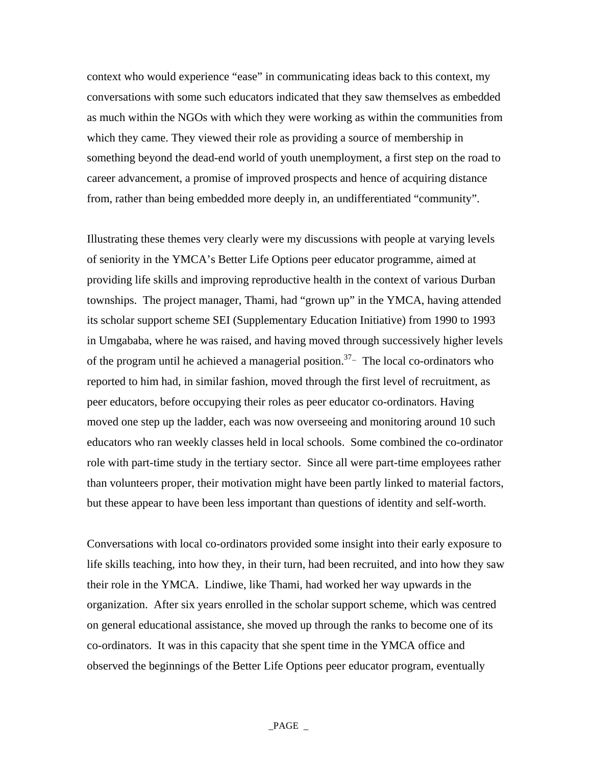context who would experience "ease" in communicating ideas back to this context, my conversations with some such educators indicated that they saw themselves as embedded as much within the NGOs with which they were working as within the communities from which they came. They viewed their role as providing a source of membership in something beyond the dead-end world of youth unemployment, a first step on the road to career advancement, a promise of improved prospects and hence of acquiring distance from, rather than being embedded more deeply in, an undifferentiated "community".

Illustrating these themes very clearly were my discussions with people at varying levels of seniority in the YMCA's Better Life Options peer educator programme, aimed at providing life skills and improving reproductive health in the context of various Durban townships. The project manager, Thami, had "grown up" in the YMCA, having attended its scholar support scheme SEI (Supplementary Education Initiative) from 1990 to 1993 in Umgababa, where he was raised, and having moved through successively higher levels of the program until he achieved a managerial position.[37] The local co-ordinators who reported to him had, in similar fashion, moved through the first level of recruitment, as peer educators, before occupying their roles as peer educator co-ordinators. Having moved one step up the ladder, each was now overseeing and monitoring around 10 such educators who ran weekly classes held in local schools. Some combined the co-ordinator role with part-time study in the tertiary sector. Since all were part-time employees rather than volunteers proper, their motivation might have been partly linked to material factors, but these appear to have been less important than questions of identity and self-worth.

Conversations with local co-ordinators provided some insight into their early exposure to life skills teaching, into how they, in their turn, had been recruited, and into how they saw their role in the YMCA. Lindiwe, like Thami, had worked her way upwards in the organization. After six years enrolled in the scholar support scheme, which was centred on general educational assistance, she moved up through the ranks to become one of its co-ordinators. It was in this capacity that she spent time in the YMCA office and observed the beginnings of the Better Life Options peer educator program, eventually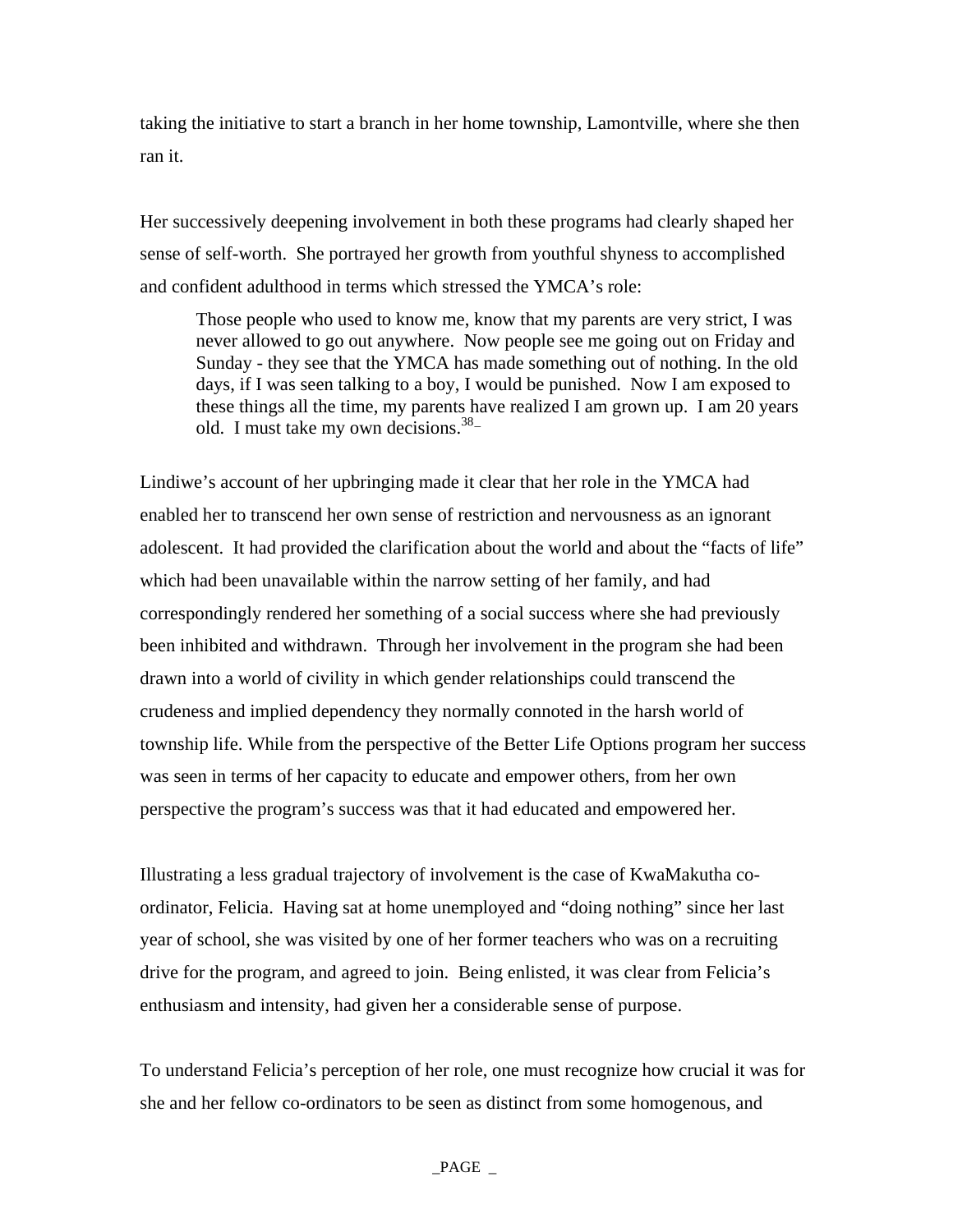taking the initiative to start a branch in her home township, Lamontville, where she then ran it.

Her successively deepening involvement in both these programs had clearly shaped her sense of self-worth. She portrayed her growth from youthful shyness to accomplished and confident adulthood in terms which stressed the YMCA's role:

> Those people who used to know me, know that my parents are very strict, I was never allowed to go out anywhere. Now people see me going out on Friday and Sunday - they see that the YMCA has made something out of nothing. In the old days, if I was seen talking to a boy, I would be punished. Now I am exposed to these things all the time, my parents have realized I am grown up. I am 20 years old. I must take my own decisions.[38]

Lindiwe's account of her upbringing made it clear that her role in the YMCA had enabled her to transcend her own sense of restriction and nervousness as an ignorant adolescent. It had provided the clarification about the world and about the "facts of life" which had been unavailable within the narrow setting of her family, and had correspondingly rendered her something of a social success where she had previously been inhibited and withdrawn. Through her involvement in the program she had been drawn into a world of civility in which gender relationships could transcend the crudeness and implied dependency they normally connoted in the harsh world of township life. While from the perspective of the Better Life Options program her success was seen in terms of her capacity to educate and empower others, from her own perspective the program's success was that it had educated and empowered her.

Illustrating a less gradual trajectory of involvement is the case of KwaMakutha co-ordinator, Felicia. Having sat at home unemployed and "doing nothing" since her last year of school, she was visited by one of her former teachers who was on a recruiting drive for the program, and agreed to join. Being enlisted, it was clear from Felicia's enthusiasm and intensity, had given her a considerable sense of purpose.

To understand Felicia's perception of her role, one must recognize how crucial it was for she and her fellow co-ordinators to be seen as distinct from some homogenous, and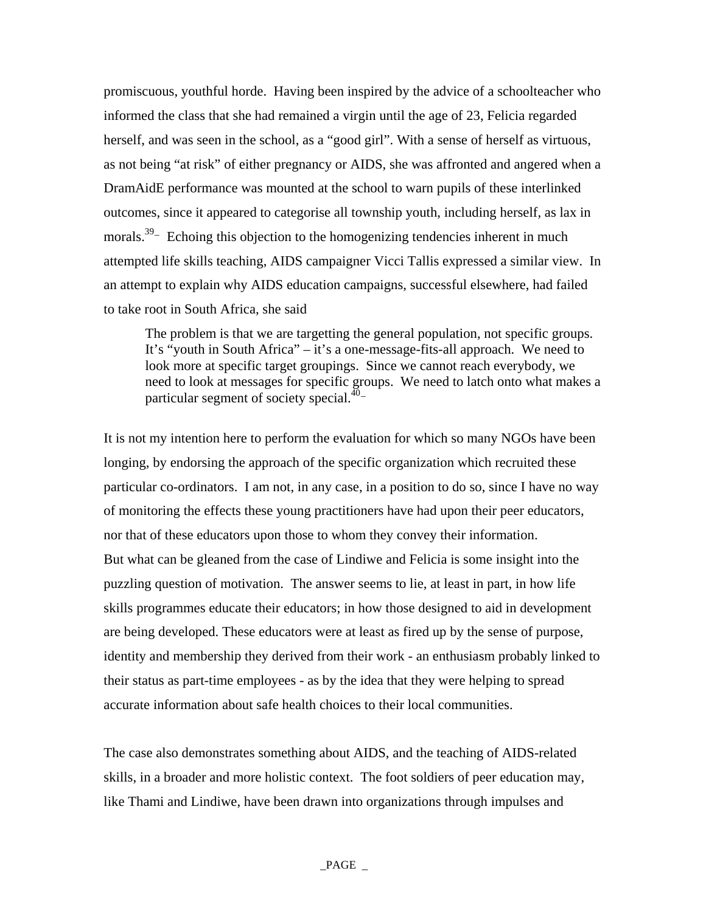promiscuous, youthful horde. Having been inspired by the advice of a schoolteacher who informed the class that she had remained a virgin until the age of 23, Felicia regarded herself, and was seen in the school, as a "good girl". With a sense of herself as virtuous, as not being "at risk" of either pregnancy or AIDS, she was affronted and angered when a DramAidE performance was mounted at the school to warn pupils of these interlinked outcomes, since it appeared to categorise all township youth, including herself, as lax in morals.[39] Echoing this objection to the homogenizing tendencies inherent in much attempted life skills teaching, AIDS campaigner Vicci Tallis expressed a similar view. In an attempt to explain why AIDS education campaigns, successful elsewhere, had failed to take root in South Africa, she said

> The problem is that we are targetting the general population, not specific groups. It's "youth in South Africa" – it's a one-message-fits-all approach. We need to look more at specific target groupings. Since we cannot reach everybody, we need to look at messages for specific groups. We need to latch onto what makes a particular segment of society special.[40]

It is not my intention here to perform the evaluation for which so many NGOs have been longing, by endorsing the approach of the specific organization which recruited these particular co-ordinators. I am not, in any case, in a position to do so, since I have no way of monitoring the effects these young practitioners have had upon their peer educators, nor that of these educators upon those to whom they convey their information.
But what can be gleaned from the case of Lindiwe and Felicia is some insight into the puzzling question of motivation. The answer seems to lie, at least in part, in how life skills programmes educate their educators; in how those designed to aid in development are being developed. These educators were at least as fired up by the sense of purpose, identity and membership they derived from their work - an enthusiasm probably linked to their status as part-time employees - as by the idea that they were helping to spread accurate information about safe health choices to their local communities.

The case also demonstrates something about AIDS, and the teaching of AIDS-related skills, in a broader and more holistic context. The foot soldiers of peer education may, like Thami and Lindiwe, have been drawn into organizations through impulses and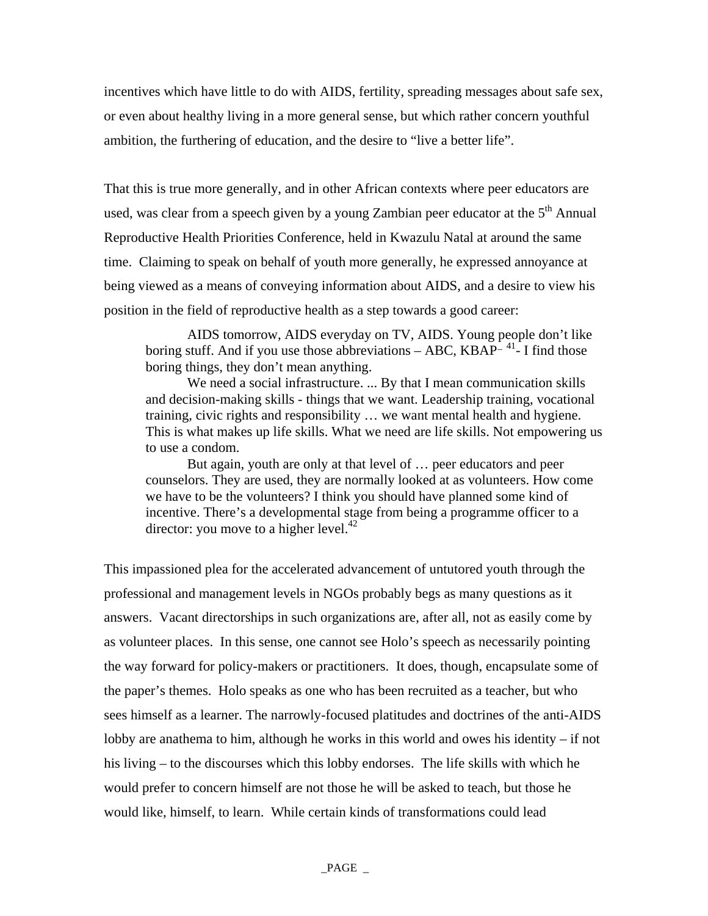incentives which have little to do with AIDS, fertility, spreading messages about safe sex, or even about healthy living in a more general sense, but which rather concern youthful ambition, the furthering of education, and the desire to "live a better life".

That this is true more generally, and in other African contexts where peer educators are used, was clear from a speech given by a young Zambian peer educator at the 5th Annual Reproductive Health Priorities Conference, held in Kwazulu Natal at around the same time. Claiming to speak on behalf of youth more generally, he expressed annoyance at being viewed as a means of conveying information about AIDS, and a desire to view his position in the field of reproductive health as a step towards a good career:

> AIDS tomorrow, AIDS everyday on TV, AIDS. Young people don't like boring stuff. And if you use those abbreviations – ABC, KBAP– [41]- I find those boring things, they don't mean anything.
>
> We need a social infrastructure. ... By that I mean communication skills and decision-making skills - things that we want. Leadership training, vocational training, civic rights and responsibility … we want mental health and hygiene. This is what makes up life skills. What we need are life skills. Not empowering us to use a condom.
>
> But again, youth are only at that level of … peer educators and peer counselors. They are used, they are normally looked at as volunteers. How come we have to be the volunteers? I think you should have planned some kind of incentive. There's a developmental stage from being a programme officer to a director: you move to a higher level.[42]

This impassioned plea for the accelerated advancement of untutored youth through the professional and management levels in NGOs probably begs as many questions as it answers. Vacant directorships in such organizations are, after all, not as easily come by as volunteer places. In this sense, one cannot see Holo's speech as necessarily pointing the way forward for policy-makers or practitioners. It does, though, encapsulate some of the paper's themes. Holo speaks as one who has been recruited as a teacher, but who sees himself as a learner. The narrowly-focused platitudes and doctrines of the anti-AIDS lobby are anathema to him, although he works in this world and owes his identity – if not his living – to the discourses which this lobby endorses. The life skills with which he would prefer to concern himself are not those he will be asked to teach, but those he would like, himself, to learn. While certain kinds of transformations could lead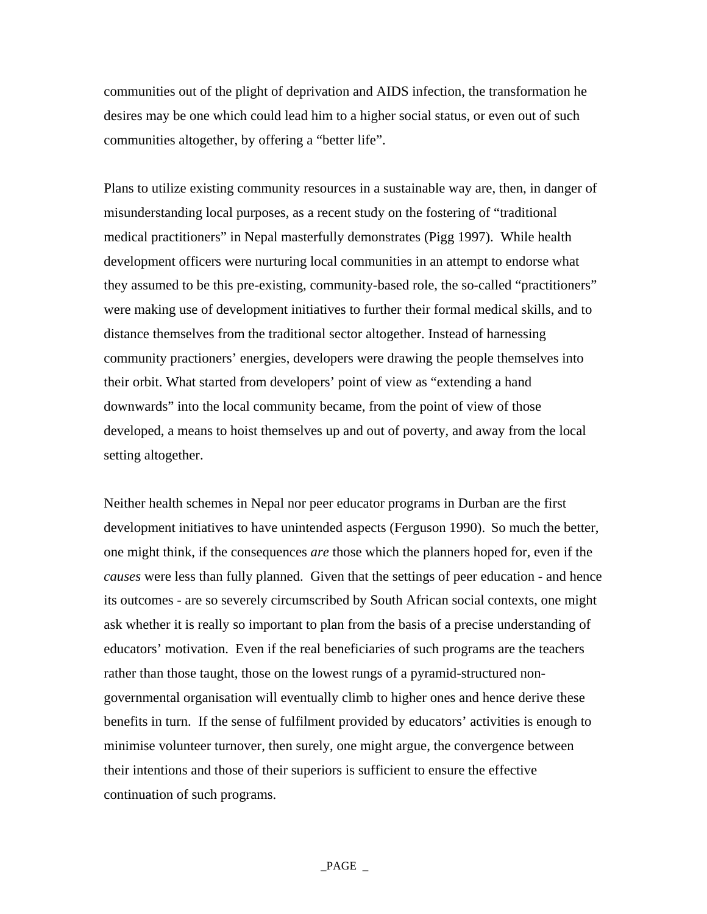communities out of the plight of deprivation and AIDS infection, the transformation he desires may be one which could lead him to a higher social status, or even out of such communities altogether, by offering a "better life".

Plans to utilize existing community resources in a sustainable way are, then, in danger of misunderstanding local purposes, as a recent study on the fostering of "traditional medical practitioners" in Nepal masterfully demonstrates (Pigg 1997). While health development officers were nurturing local communities in an attempt to endorse what they assumed to be this pre-existing, community-based role, the so-called "practitioners" were making use of development initiatives to further their formal medical skills, and to distance themselves from the traditional sector altogether. Instead of harnessing community practioners' energies, developers were drawing the people themselves into their orbit. What started from developers' point of view as "extending a hand downwards" into the local community became, from the point of view of those developed, a means to hoist themselves up and out of poverty, and away from the local setting altogether.

Neither health schemes in Nepal nor peer educator programs in Durban are the first development initiatives to have unintended aspects (Ferguson 1990). So much the better, one might think, if the consequences *are* those which the planners hoped for, even if the *causes* were less than fully planned. Given that the settings of peer education - and hence its outcomes - are so severely circumscribed by South African social contexts, one might ask whether it is really so important to plan from the basis of a precise understanding of educators' motivation. Even if the real beneficiaries of such programs are the teachers rather than those taught, those on the lowest rungs of a pyramid-structured non-governmental organisation will eventually climb to higher ones and hence derive these benefits in turn. If the sense of fulfilment provided by educators' activities is enough to minimise volunteer turnover, then surely, one might argue, the convergence between their intentions and those of their superiors is sufficient to ensure the effective continuation of such programs.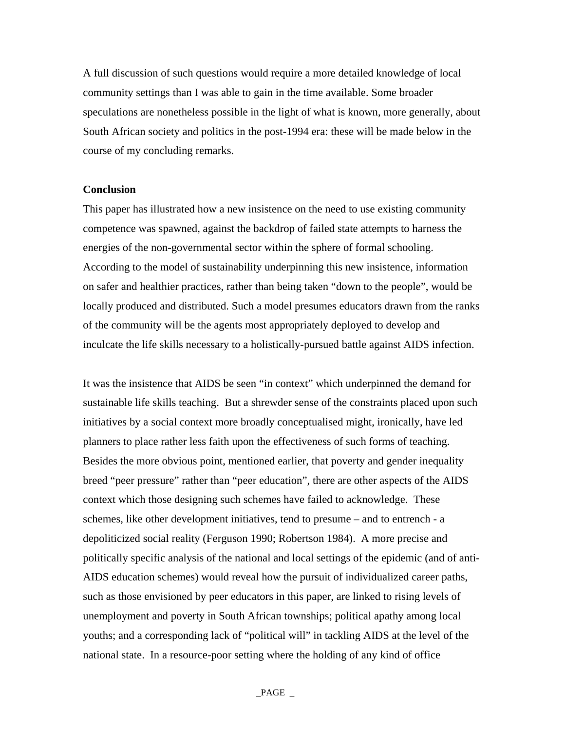A full discussion of such questions would require a more detailed knowledge of local community settings than I was able to gain in the time available. Some broader speculations are nonetheless possible in the light of what is known, more generally, about South African society and politics in the post-1994 era: these will be made below in the course of my concluding remarks.

## Conclusion

This paper has illustrated how a new insistence on the need to use existing community competence was spawned, against the backdrop of failed state attempts to harness the energies of the non-governmental sector within the sphere of formal schooling. According to the model of sustainability underpinning this new insistence, information on safer and healthier practices, rather than being taken "down to the people", would be locally produced and distributed. Such a model presumes educators drawn from the ranks of the community will be the agents most appropriately deployed to develop and inculcate the life skills necessary to a holistically-pursued battle against AIDS infection.

It was the insistence that AIDS be seen "in context" which underpinned the demand for sustainable life skills teaching. But a shrewder sense of the constraints placed upon such initiatives by a social context more broadly conceptualised might, ironically, have led planners to place rather less faith upon the effectiveness of such forms of teaching. Besides the more obvious point, mentioned earlier, that poverty and gender inequality breed "peer pressure" rather than "peer education", there are other aspects of the AIDS context which those designing such schemes have failed to acknowledge. These schemes, like other development initiatives, tend to presume – and to entrench - a depoliticized social reality (Ferguson 1990; Robertson 1984). A more precise and politically specific analysis of the national and local settings of the epidemic (and of anti-AIDS education schemes) would reveal how the pursuit of individualized career paths, such as those envisioned by peer educators in this paper, are linked to rising levels of unemployment and poverty in South African townships; political apathy among local youths; and a corresponding lack of "political will" in tackling AIDS at the level of the national state. In a resource-poor setting where the holding of any kind of office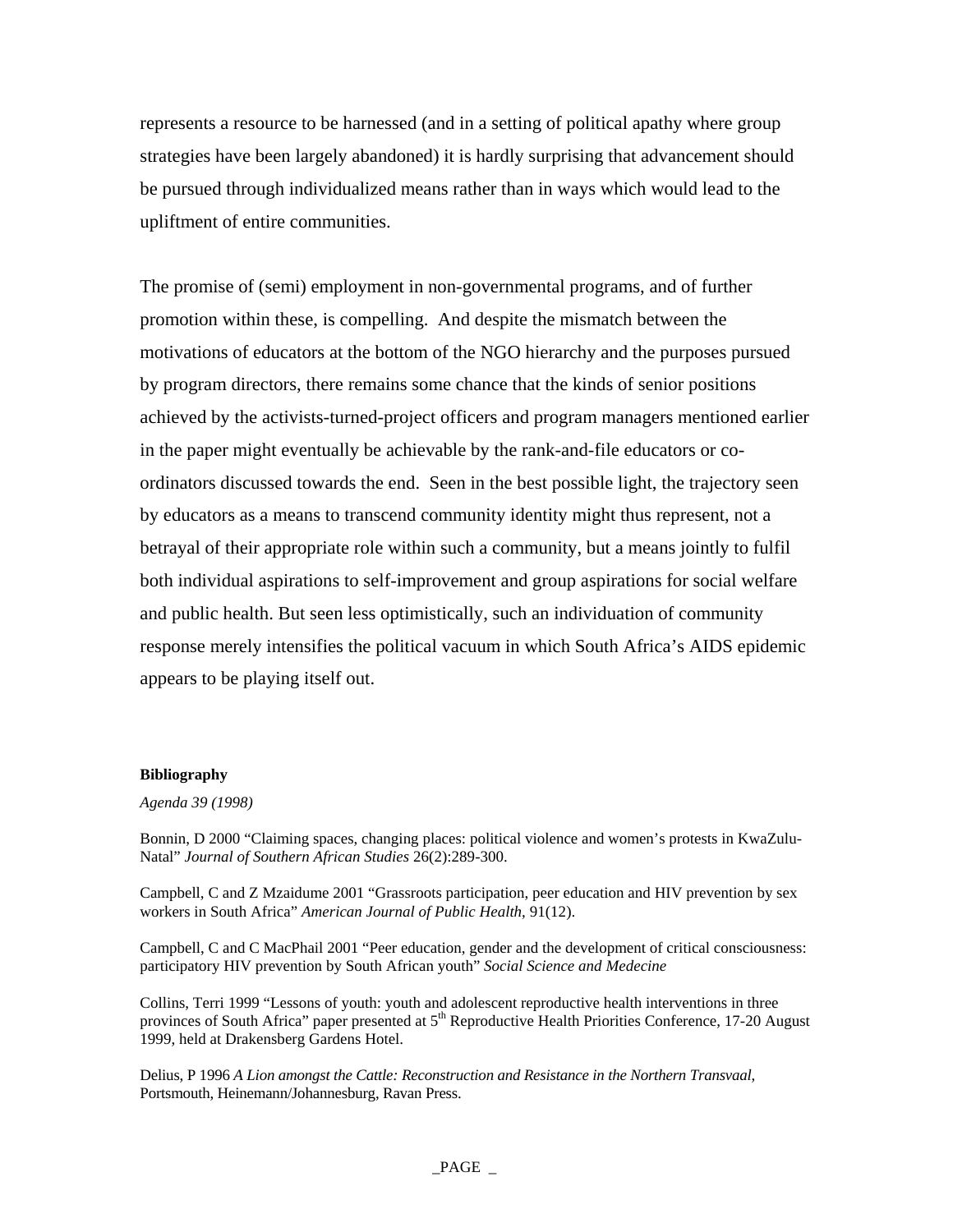represents a resource to be harnessed (and in a setting of political apathy where group strategies have been largely abandoned) it is hardly surprising that advancement should be pursued through individualized means rather than in ways which would lead to the upliftment of entire communities.

The promise of (semi) employment in non-governmental programs, and of further promotion within these, is compelling. And despite the mismatch between the motivations of educators at the bottom of the NGO hierarchy and the purposes pursued by program directors, there remains some chance that the kinds of senior positions achieved by the activists-turned-project officers and program managers mentioned earlier in the paper might eventually be achievable by the rank-and-file educators or co-ordinators discussed towards the end. Seen in the best possible light, the trajectory seen by educators as a means to transcend community identity might thus represent, not a betrayal of their appropriate role within such a community, but a means jointly to fulfil both individual aspirations to self-improvement and group aspirations for social welfare and public health. But seen less optimistically, such an individuation of community response merely intensifies the political vacuum in which South Africa's AIDS epidemic appears to be playing itself out.

**Bibliography**

*Agenda 39 (1998)*

Bonnin, D 2000 "Claiming spaces, changing places: political violence and women's protests in KwaZulu-Natal" *Journal of Southern African Studies* 26(2):289-300.

Campbell, C and Z Mzaidume 2001 "Grassroots participation, peer education and HIV prevention by sex workers in South Africa" *American Journal of Public Health*, 91(12).

Campbell, C and C MacPhail 2001 "Peer education, gender and the development of critical consciousness: participatory HIV prevention by South African youth" *Social Science and Medecine*

Collins, Terri 1999 "Lessons of youth: youth and adolescent reproductive health interventions in three provinces of South Africa" paper presented at 5th Reproductive Health Priorities Conference, 17-20 August 1999, held at Drakensberg Gardens Hotel.

Delius, P 1996 *A Lion amongst the Cattle: Reconstruction and Resistance in the Northern Transvaal*, Portsmouth, Heinemann/Johannesburg, Ravan Press.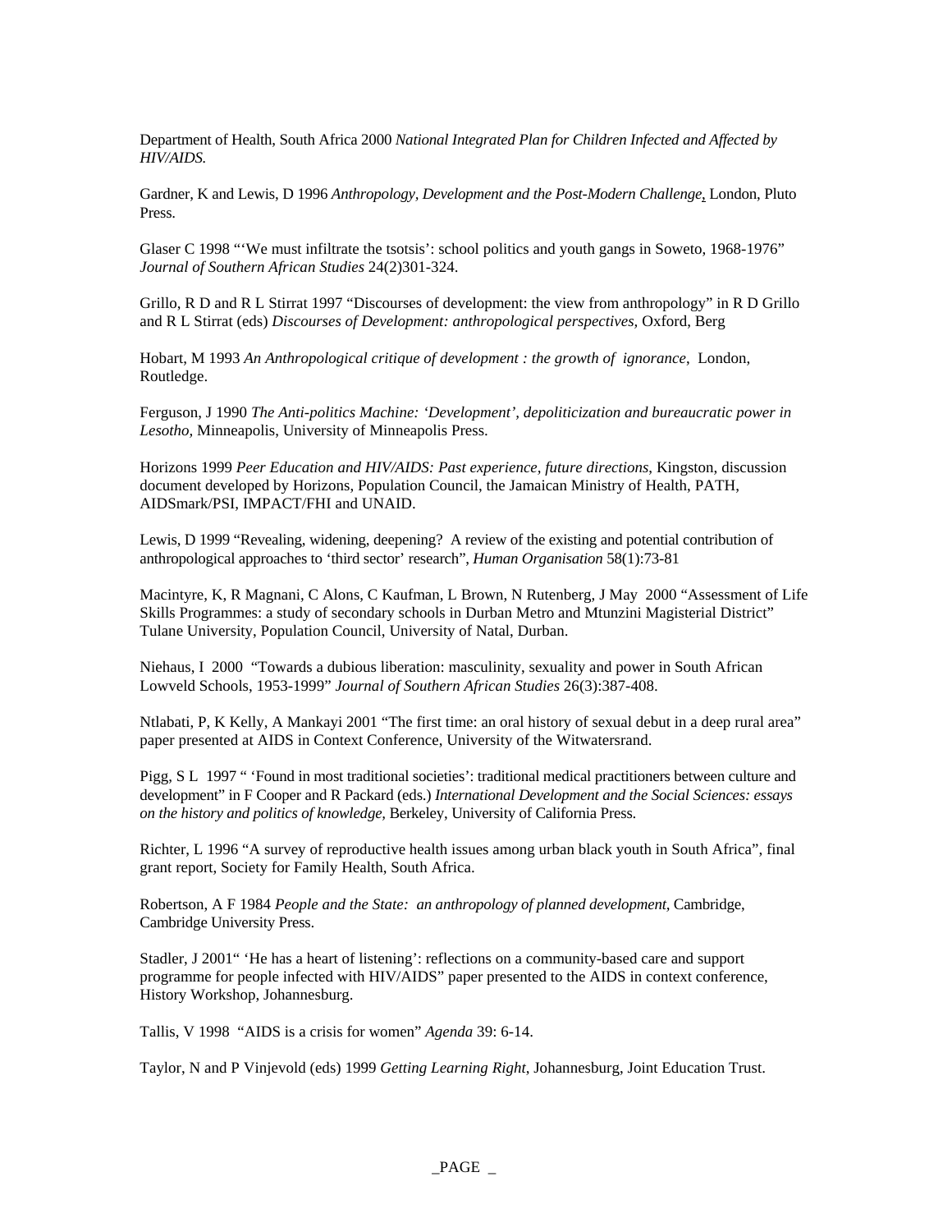Department of Health, South Africa 2000 *National Integrated Plan for Children Infected and Affected by HIV/AIDS.*

Gardner, K and Lewis, D 1996 *Anthropology, Development and the Post-Modern Challenge*, London, Pluto Press.

Glaser C 1998 "'We must infiltrate the tsotsis': school politics and youth gangs in Soweto, 1968-1976" *Journal of Southern African Studies* 24(2)301-324.

Grillo, R D and R L Stirrat 1997 "Discourses of development: the view from anthropology" in R D Grillo and R L Stirrat (eds) *Discourses of Development: anthropological perspectives,* Oxford, Berg

Hobart, M 1993 *An Anthropological critique of development : the growth of ignorance,* London, Routledge.

Ferguson, J 1990 *The Anti-politics Machine: 'Development', depoliticization and bureaucratic power in Lesotho,* Minneapolis, University of Minneapolis Press.

Horizons 1999 *Peer Education and HIV/AIDS: Past experience, future directions,* Kingston, discussion document developed by Horizons, Population Council, the Jamaican Ministry of Health, PATH, AIDSmark/PSI, IMPACT/FHI and UNAID.

Lewis, D 1999 "Revealing, widening, deepening? A review of the existing and potential contribution of anthropological approaches to 'third sector' research", *Human Organisation* 58(1):73-81

Macintyre, K, R Magnani, C Alons, C Kaufman, L Brown, N Rutenberg, J May 2000 "Assessment of Life Skills Programmes: a study of secondary schools in Durban Metro and Mtunzini Magisterial District" Tulane University, Population Council, University of Natal, Durban.

Niehaus, I 2000 "Towards a dubious liberation: masculinity, sexuality and power in South African Lowveld Schools, 1953-1999" *Journal of Southern African Studies* 26(3):387-408.

Ntlabati, P, K Kelly, A Mankayi 2001 "The first time: an oral history of sexual debut in a deep rural area" paper presented at AIDS in Context Conference, University of the Witwatersrand.

Pigg, S L 1997 " 'Found in most traditional societies': traditional medical practitioners between culture and development" in F Cooper and R Packard (eds.) *International Development and the Social Sciences: essays on the history and politics of knowledge,* Berkeley, University of California Press.

Richter, L 1996 "A survey of reproductive health issues among urban black youth in South Africa", final grant report, Society for Family Health, South Africa.

Robertson, A F 1984 *People and the State: an anthropology of planned development,* Cambridge, Cambridge University Press.

Stadler, J 2001" 'He has a heart of listening': reflections on a community-based care and support programme for people infected with HIV/AIDS" paper presented to the AIDS in context conference, History Workshop, Johannesburg.

Tallis, V 1998 "AIDS is a crisis for women" *Agenda* 39: 6-14.

Taylor, N and P Vinjevold (eds) 1999 *Getting Learning Right*, Johannesburg, Joint Education Trust.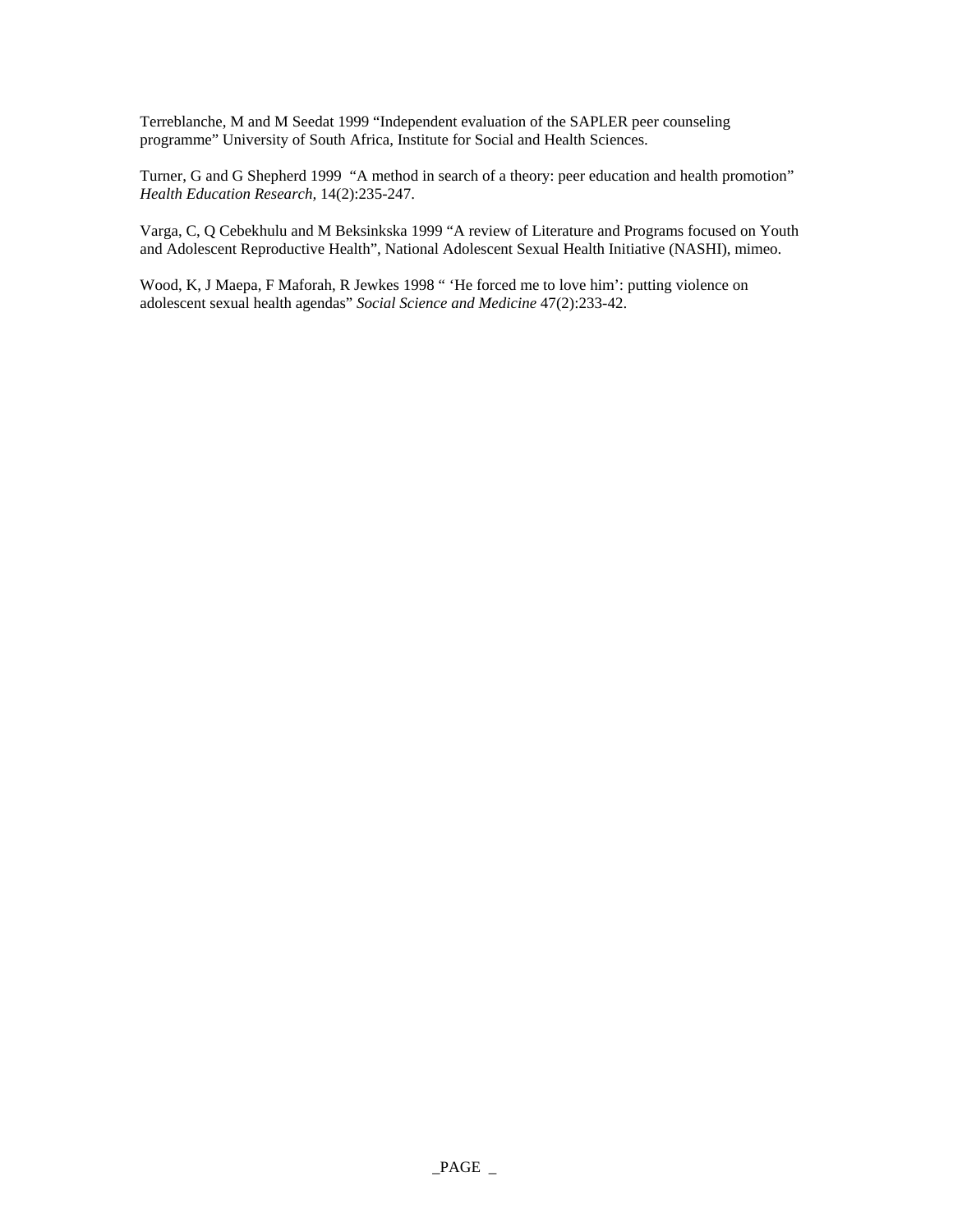Terreblanche, M and M Seedat 1999 "Independent evaluation of the SAPLER peer counseling programme" University of South Africa, Institute for Social and Health Sciences.

Turner, G and G Shepherd 1999 "A method in search of a theory: peer education and health promotion" *Health Education Research,* 14(2):235-247.

Varga, C, Q Cebekhulu and M Beksinkska 1999 "A review of Literature and Programs focused on Youth and Adolescent Reproductive Health", National Adolescent Sexual Health Initiative (NASHI), mimeo.

Wood, K, J Maepa, F Maforah, R Jewkes 1998 " 'He forced me to love him': putting violence on adolescent sexual health agendas" *Social Science and Medicine* 47(2):233-42.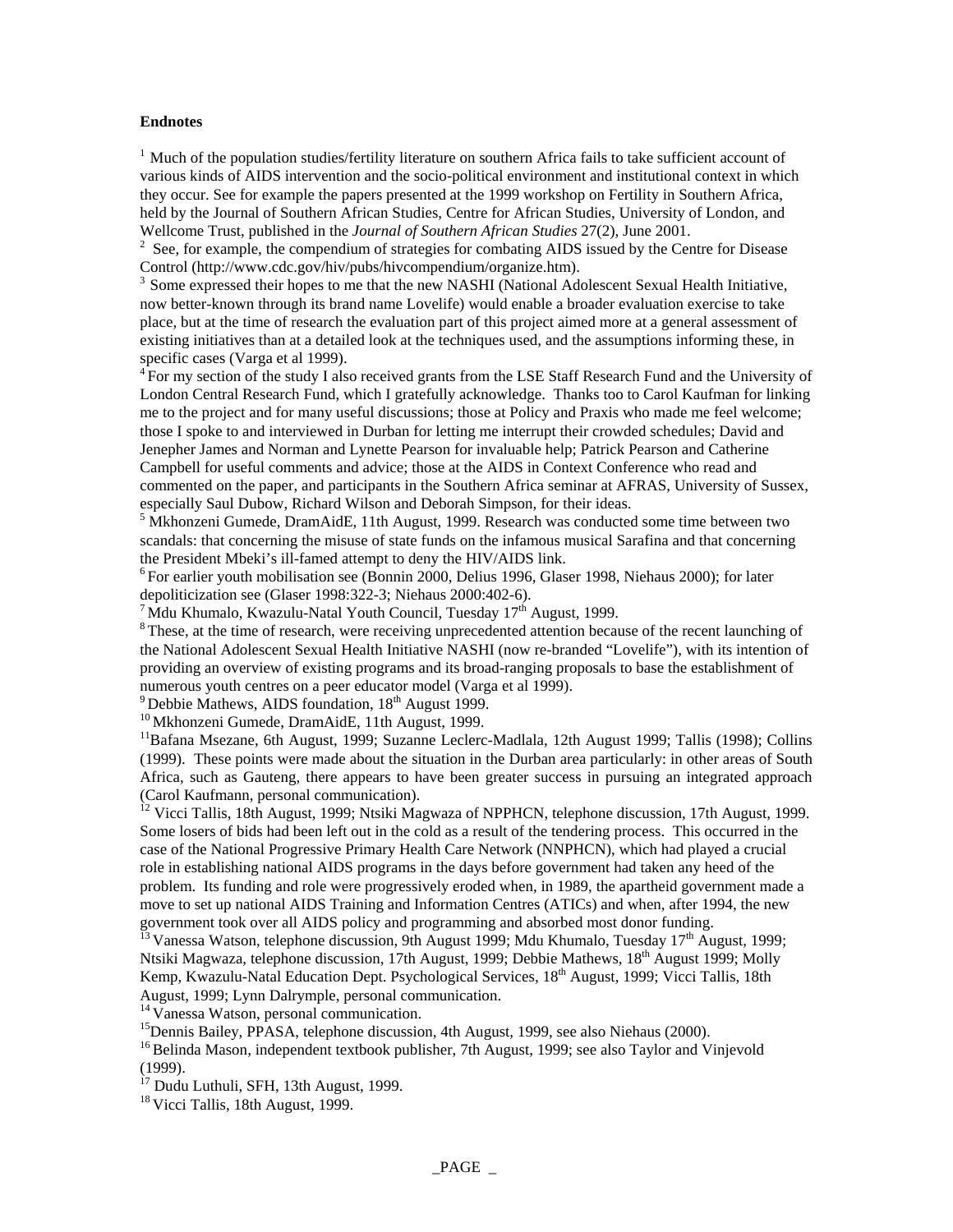**Endnotes**

[1] Much of the population studies/fertility literature on southern Africa fails to take sufficient account of various kinds of AIDS intervention and the socio-political environment and institutional context in which they occur. See for example the papers presented at the 1999 workshop on Fertility in Southern Africa, held by the Journal of Southern African Studies, Centre for African Studies, University of London, and Wellcome Trust, published in the *Journal of Southern African Studies* 27(2), June 2001.

[2] See, for example, the compendium of strategies for combating AIDS issued by the Centre for Disease Control (http://www.cdc.gov/hiv/pubs/hivcompendium/organize.htm).

[3] Some expressed their hopes to me that the new NASHI (National Adolescent Sexual Health Initiative, now better-known through its brand name Lovelife) would enable a broader evaluation exercise to take place, but at the time of research the evaluation part of this project aimed more at a general assessment of existing initiatives than at a detailed look at the techniques used, and the assumptions informing these, in specific cases (Varga et al 1999).

[4] For my section of the study I also received grants from the LSE Staff Research Fund and the University of London Central Research Fund, which I gratefully acknowledge. Thanks too to Carol Kaufman for linking me to the project and for many useful discussions; those at Policy and Praxis who made me feel welcome; those I spoke to and interviewed in Durban for letting me interrupt their crowded schedules; David and Jenepher James and Norman and Lynette Pearson for invaluable help; Patrick Pearson and Catherine Campbell for useful comments and advice; those at the AIDS in Context Conference who read and commented on the paper, and participants in the Southern Africa seminar at AFRAS, University of Sussex, especially Saul Dubow, Richard Wilson and Deborah Simpson, for their ideas.

[5] Mkhonzeni Gumede, DramAidE, 11th August, 1999. Research was conducted some time between two scandals: that concerning the misuse of state funds on the infamous musical Sarafina and that concerning the President Mbeki's ill-famed attempt to deny the HIV/AIDS link.

[6] For earlier youth mobilisation see (Bonnin 2000, Delius 1996, Glaser 1998, Niehaus 2000); for later depoliticization see (Glaser 1998:322-3; Niehaus 2000:402-6).

[7] Mdu Khumalo, Kwazulu-Natal Youth Council, Tuesday 17th August, 1999.

[8] These, at the time of research, were receiving unprecedented attention because of the recent launching of the National Adolescent Sexual Health Initiative NASHI (now re-branded "Lovelife"), with its intention of providing an overview of existing programs and its broad-ranging proposals to base the establishment of numerous youth centres on a peer educator model (Varga et al 1999).

[9] Debbie Mathews, AIDS foundation, 18th August 1999.

[10] Mkhonzeni Gumede, DramAidE, 11th August, 1999.

[11] Bafana Msezane, 6th August, 1999; Suzanne Leclerc-Madlala, 12th August 1999; Tallis (1998); Collins (1999). These points were made about the situation in the Durban area particularly: in other areas of South Africa, such as Gauteng, there appears to have been greater success in pursuing an integrated approach (Carol Kaufmann, personal communication).

[12] Vicci Tallis, 18th August, 1999; Ntsiki Magwaza of NPPHCN, telephone discussion, 17th August, 1999. Some losers of bids had been left out in the cold as a result of the tendering process. This occurred in the case of the National Progressive Primary Health Care Network (NNPHCN), which had played a crucial role in establishing national AIDS programs in the days before government had taken any heed of the problem. Its funding and role were progressively eroded when, in 1989, the apartheid government made a move to set up national AIDS Training and Information Centres (ATICs) and when, after 1994, the new government took over all AIDS policy and programming and absorbed most donor funding.

[13] Vanessa Watson, telephone discussion, 9th August 1999; Mdu Khumalo, Tuesday 17th August, 1999; Ntsiki Magwaza, telephone discussion, 17th August, 1999; Debbie Mathews, 18th August 1999; Molly Kemp, Kwazulu-Natal Education Dept. Psychological Services, 18th August, 1999; Vicci Tallis, 18th August, 1999; Lynn Dalrymple, personal communication.

[14] Vanessa Watson, personal communication.

[15] Dennis Bailey, PPASA, telephone discussion, 4th August, 1999, see also Niehaus (2000).

[16] Belinda Mason, independent textbook publisher, 7th August, 1999; see also Taylor and Vinjevold (1999).

[17] Dudu Luthuli, SFH, 13th August, 1999.

[18] Vicci Tallis, 18th August, 1999.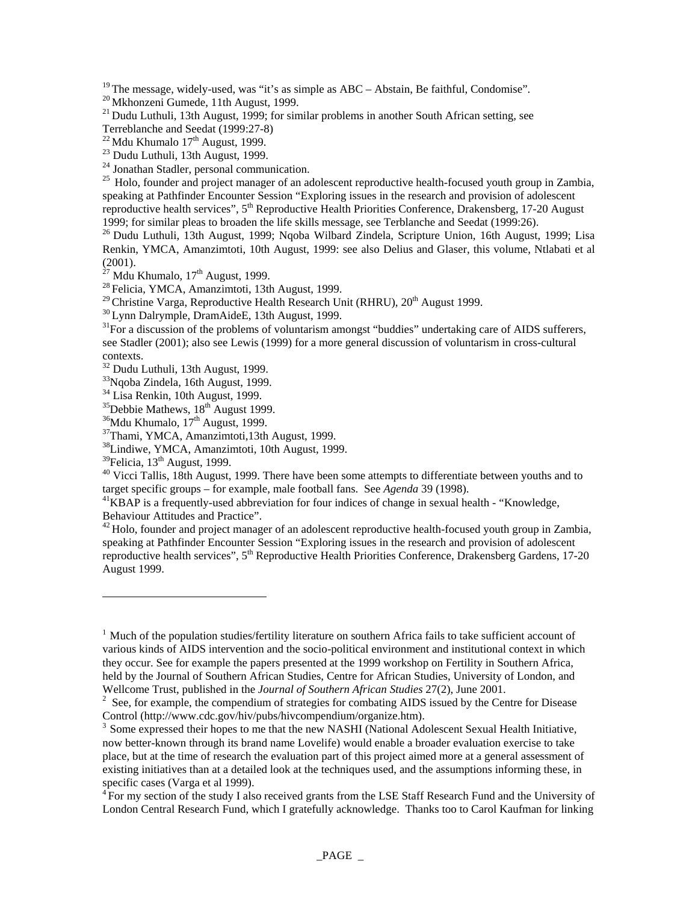[19] The message, widely-used, was "it's as simple as ABC – Abstain, Be faithful, Condomise".

[20] Mkhonzeni Gumede, 11th August, 1999.

[21] Dudu Luthuli, 13th August, 1999; for similar problems in another South African setting, see Terreblanche and Seedat (1999:27-8)

[22] Mdu Khumalo 17th August, 1999.

[23] Dudu Luthuli, 13th August, 1999.

[24] Jonathan Stadler, personal communication.

[25] Holo, founder and project manager of an adolescent reproductive health-focused youth group in Zambia, speaking at Pathfinder Encounter Session "Exploring issues in the research and provision of adolescent reproductive health services", 5th Reproductive Health Priorities Conference, Drakensberg, 17-20 August 1999; for similar pleas to broaden the life skills message, see Terblanche and Seedat (1999:26).

[26] Dudu Luthuli, 13th August, 1999; Nqoba Wilbard Zindela, Scripture Union, 16th August, 1999; Lisa Renkin, YMCA, Amanzimtoti, 10th August, 1999: see also Delius and Glaser, this volume, Ntlabati et al (2001).

[27] Mdu Khumalo, 17th August, 1999.

[28] Felicia, YMCA, Amanzimtoti, 13th August, 1999.

[29] Christine Varga, Reproductive Health Research Unit (RHRU), 20th August 1999.

[30] Lynn Dalrymple, DramAideE, 13th August, 1999.

[31] For a discussion of the problems of voluntarism amongst "buddies" undertaking care of AIDS sufferers, see Stadler (2001); also see Lewis (1999) for a more general discussion of voluntarism in cross-cultural contexts.

[32] Dudu Luthuli, 13th August, 1999.

[33] Nqoba Zindela, 16th August, 1999.

[34] Lisa Renkin, 10th August, 1999.

[35] Debbie Mathews, 18th August 1999.

[36] Mdu Khumalo, 17th August, 1999.

[37] Thami, YMCA, Amanzimtoti, 13th August, 1999.

[38] Lindiwe, YMCA, Amanzimtoti, 10th August, 1999.

[39] Felicia, 13th August, 1999.

[40] Vicci Tallis, 18th August, 1999. There have been some attempts to differentiate between youths and to target specific groups – for example, male football fans. See *Agenda* 39 (1998).

[41] KBAP is a frequently-used abbreviation for four indices of change in sexual health - "Knowledge, Behaviour Attitudes and Practice".

[42] Holo, founder and project manager of an adolescent reproductive health-focused youth group in Zambia, speaking at Pathfinder Encounter Session "Exploring issues in the research and provision of adolescent reproductive health services", 5th Reproductive Health Priorities Conference, Drakensberg Gardens, 17-20 August 1999.

---

[1] Much of the population studies/fertility literature on southern Africa fails to take sufficient account of various kinds of AIDS intervention and the socio-political environment and institutional context in which they occur. See for example the papers presented at the 1999 workshop on Fertility in Southern Africa, held by the Journal of Southern African Studies, Centre for African Studies, University of London, and Wellcome Trust, published in the *Journal of Southern African Studies* 27(2), June 2001.

[2] See, for example, the compendium of strategies for combating AIDS issued by the Centre for Disease Control (http://www.cdc.gov/hiv/pubs/hivcompendium/organize.htm).

[3] Some expressed their hopes to me that the new NASHI (National Adolescent Sexual Health Initiative, now better-known through its brand name Lovelife) would enable a broader evaluation exercise to take place, but at the time of research the evaluation part of this project aimed more at a general assessment of existing initiatives than at a detailed look at the techniques used, and the assumptions informing these, in specific cases (Varga et al 1999).

[4] For my section of the study I also received grants from the LSE Staff Research Fund and the University of London Central Research Fund, which I gratefully acknowledge. Thanks too to Carol Kaufman for linking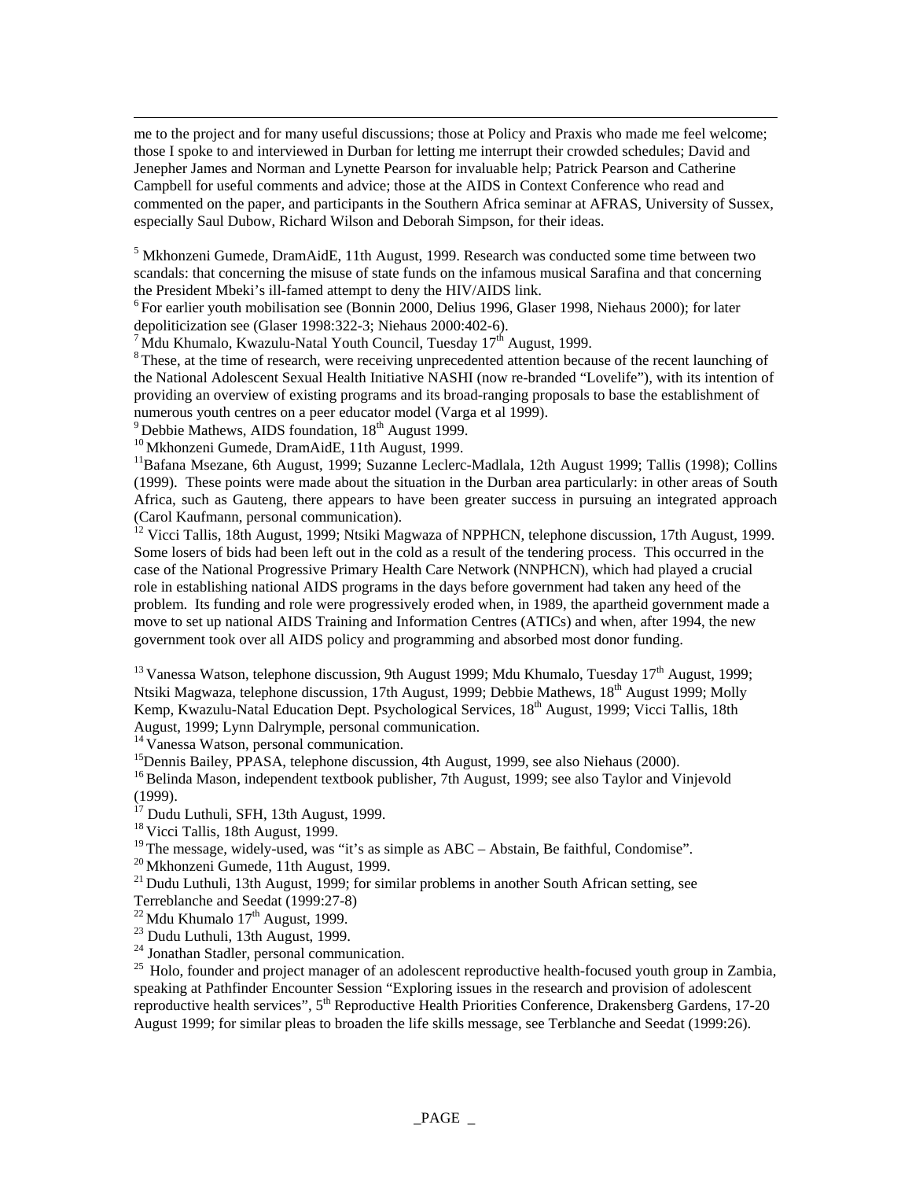me to the project and for many useful discussions; those at Policy and Praxis who made me feel welcome; those I spoke to and interviewed in Durban for letting me interrupt their crowded schedules; David and Jenepher James and Norman and Lynette Pearson for invaluable help; Patrick Pearson and Catherine Campbell for useful comments and advice; those at the AIDS in Context Conference who read and commented on the paper, and participants in the Southern Africa seminar at AFRAS, University of Sussex, especially Saul Dubow, Richard Wilson and Deborah Simpson, for their ideas.

[5] Mkhonzeni Gumede, DramAidE, 11th August, 1999. Research was conducted some time between two scandals: that concerning the misuse of state funds on the infamous musical Sarafina and that concerning the President Mbeki's ill-famed attempt to deny the HIV/AIDS link.

[6] For earlier youth mobilisation see (Bonnin 2000, Delius 1996, Glaser 1998, Niehaus 2000); for later depoliticization see (Glaser 1998:322-3; Niehaus 2000:402-6).

[7] Mdu Khumalo, Kwazulu-Natal Youth Council, Tuesday 17th August, 1999.

[8] These, at the time of research, were receiving unprecedented attention because of the recent launching of the National Adolescent Sexual Health Initiative NASHI (now re-branded "Lovelife"), with its intention of providing an overview of existing programs and its broad-ranging proposals to base the establishment of numerous youth centres on a peer educator model (Varga et al 1999).

[9] Debbie Mathews, AIDS foundation, 18th August 1999.

[10] Mkhonzeni Gumede, DramAidE, 11th August, 1999.

[11] Bafana Msezane, 6th August, 1999; Suzanne Leclerc-Madlala, 12th August 1999; Tallis (1998); Collins (1999). These points were made about the situation in the Durban area particularly: in other areas of South Africa, such as Gauteng, there appears to have been greater success in pursuing an integrated approach (Carol Kaufmann, personal communication).

[12] Vicci Tallis, 18th August, 1999; Ntsiki Magwaza of NPPHCN, telephone discussion, 17th August, 1999. Some losers of bids had been left out in the cold as a result of the tendering process. This occurred in the case of the National Progressive Primary Health Care Network (NNPHCN), which had played a crucial role in establishing national AIDS programs in the days before government had taken any heed of the problem. Its funding and role were progressively eroded when, in 1989, the apartheid government made a move to set up national AIDS Training and Information Centres (ATICs) and when, after 1994, the new government took over all AIDS policy and programming and absorbed most donor funding.

[13] Vanessa Watson, telephone discussion, 9th August 1999; Mdu Khumalo, Tuesday 17th August, 1999; Ntsiki Magwaza, telephone discussion, 17th August, 1999; Debbie Mathews, 18th August 1999; Molly Kemp, Kwazulu-Natal Education Dept. Psychological Services, 18th August, 1999; Vicci Tallis, 18th August, 1999; Lynn Dalrymple, personal communication.

[14] Vanessa Watson, personal communication.

[15] Dennis Bailey, PPASA, telephone discussion, 4th August, 1999, see also Niehaus (2000).

[16] Belinda Mason, independent textbook publisher, 7th August, 1999; see also Taylor and Vinjevold (1999).

[17] Dudu Luthuli, SFH, 13th August, 1999.

[18] Vicci Tallis, 18th August, 1999.

[19] The message, widely-used, was "it's as simple as ABC – Abstain, Be faithful, Condomise".

[20] Mkhonzeni Gumede, 11th August, 1999.

[21] Dudu Luthuli, 13th August, 1999; for similar problems in another South African setting, see Terreblanche and Seedat (1999:27-8)

[22] Mdu Khumalo 17th August, 1999.

[23] Dudu Luthuli, 13th August, 1999.

[24] Jonathan Stadler, personal communication.

[25] Holo, founder and project manager of an adolescent reproductive health-focused youth group in Zambia, speaking at Pathfinder Encounter Session "Exploring issues in the research and provision of adolescent reproductive health services", 5th Reproductive Health Priorities Conference, Drakensberg Gardens, 17-20 August 1999; for similar pleas to broaden the life skills message, see Terblanche and Seedat (1999:26).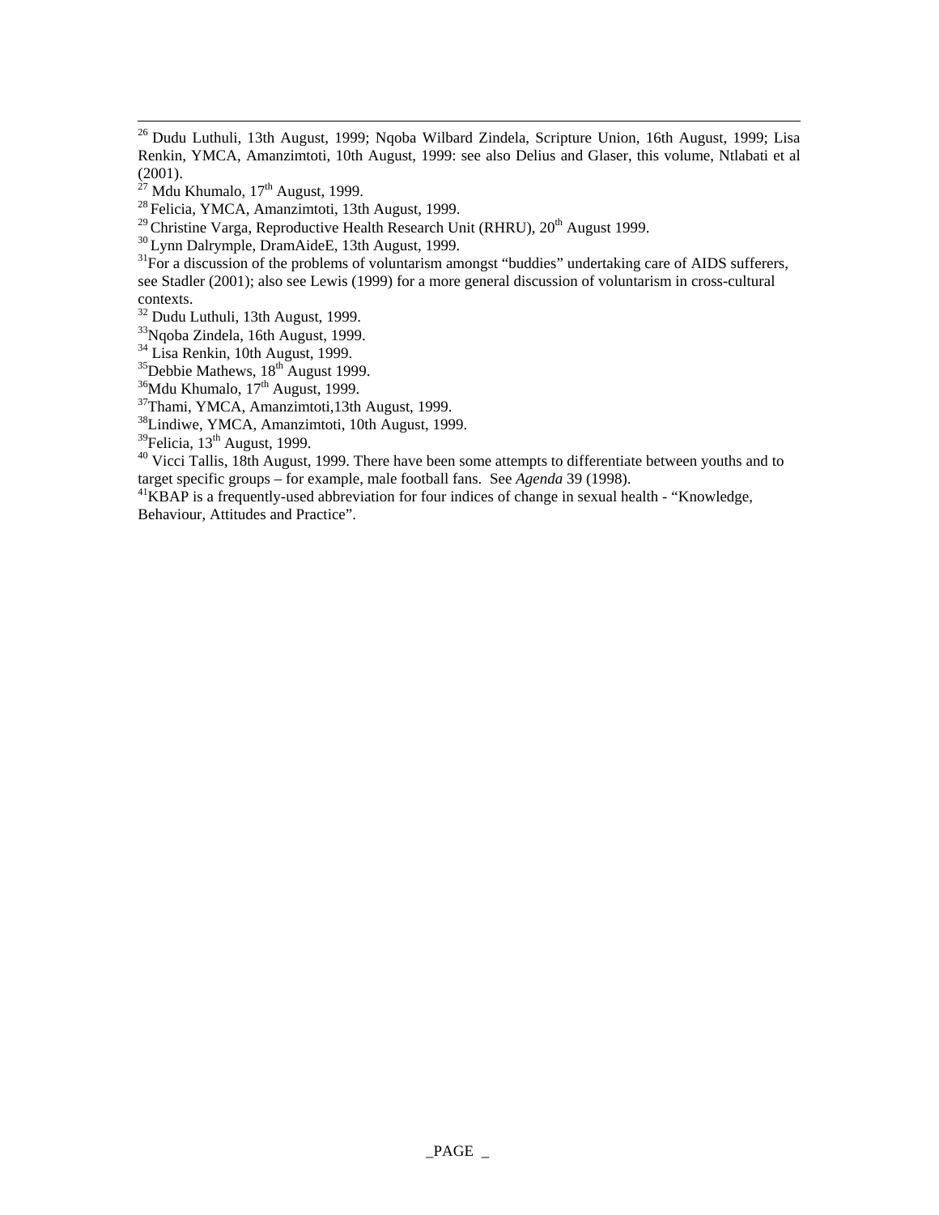[26] Dudu Luthuli, 13th August, 1999; Nqoba Wilbard Zindela, Scripture Union, 16th August, 1999; Lisa Renkin, YMCA, Amanzimtoti, 10th August, 1999: see also Delius and Glaser, this volume, Ntlabati et al (2001).

[27] Mdu Khumalo, 17th August, 1999.

[28] Felicia, YMCA, Amanzimtoti, 13th August, 1999.

[29] Christine Varga, Reproductive Health Research Unit (RHRU), 20th August 1999.

[30] Lynn Dalrymple, DramAideE, 13th August, 1999.

[31] For a discussion of the problems of voluntarism amongst "buddies" undertaking care of AIDS sufferers, see Stadler (2001); also see Lewis (1999) for a more general discussion of voluntarism in cross-cultural contexts.

[32] Dudu Luthuli, 13th August, 1999.

[33] Nqoba Zindela, 16th August, 1999.

[34] Lisa Renkin, 10th August, 1999.

[35] Debbie Mathews, 18th August 1999.

[36] Mdu Khumalo, 17th August, 1999.

[37] Thami, YMCA, Amanzimtoti,13th August, 1999.

[38] Lindiwe, YMCA, Amanzimtoti, 10th August, 1999.

[39] Felicia, 13th August, 1999.

[40] Vicci Tallis, 18th August, 1999. There have been some attempts to differentiate between youths and to target specific groups – for example, male football fans. See *Agenda* 39 (1998).

[41] KBAP is a frequently-used abbreviation for four indices of change in sexual health - "Knowledge, Behaviour, Attitudes and Practice".